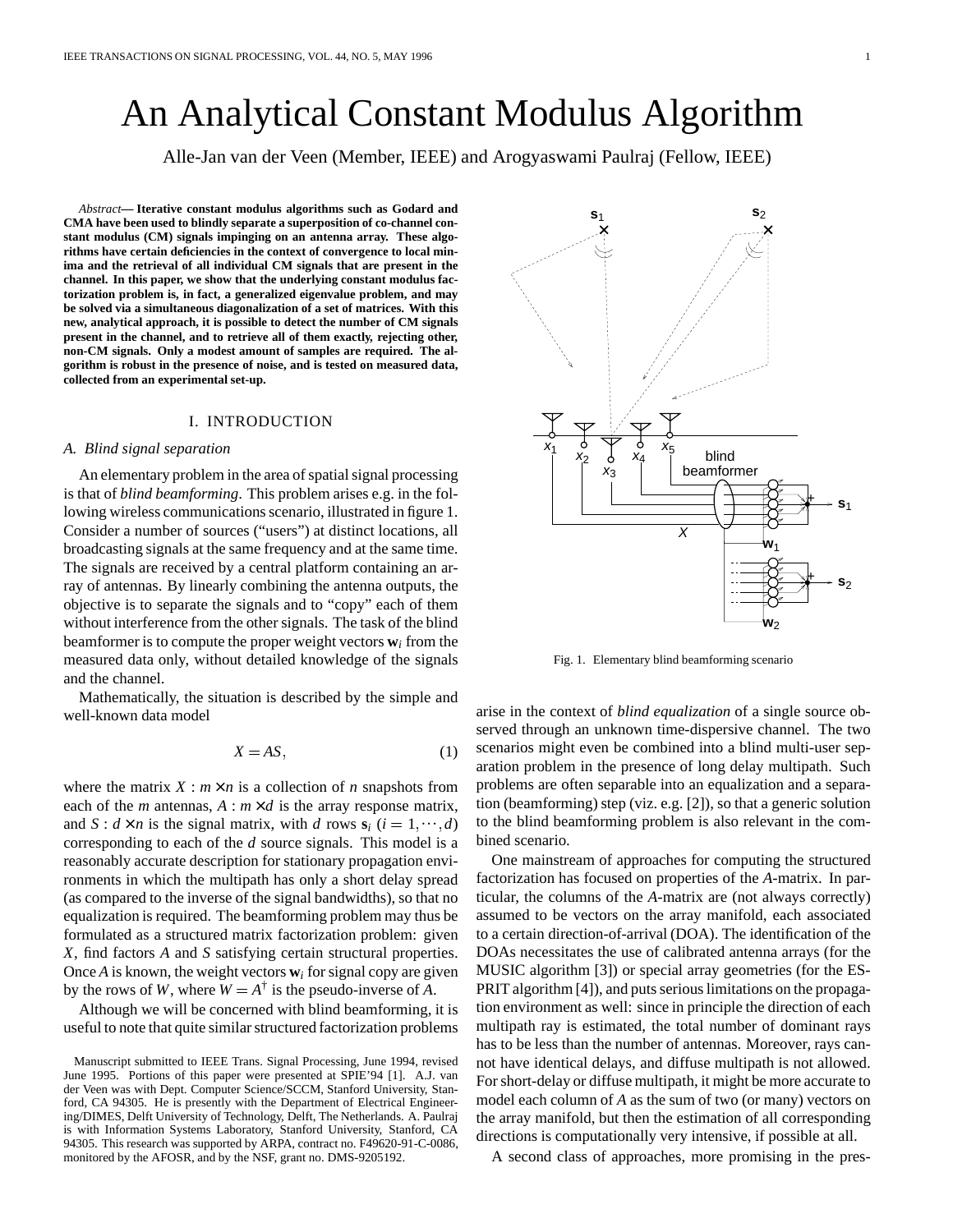# An Analytical Constant Modulus Algorithm

Alle-Jan van der Veen (Member, IEEE) and Arogyaswami Paulraj (Fellow, IEEE)

*Abstract*— **Iterative constant modulus algorithms such as Godard and CMA have been used to blindly separate a superposition of co-channel constant modulus (CM) signals impinging on an antenna array. These algorithms have certain deficiencies in the context of convergence to local minima and the retrieval of all individual CM signals that are present in the channel. In this paper, we show that the underlying constant modulus factorization problem is, in fact, a generalized eigenvalue problem, and may be solved via a simultaneous diagonalization of a set of matrices. With this new, analytical approach, it is possible to detect the number of CM signals present in the channel, and to retrieve all of them exactly, rejecting other, non-CM signals. Only a modest amount of samples are required. The algorithm is robust in the presence of noise, and is tested on measured data, collected from an experimental set-up.**

## I. Introduction

### A. Blind signal separation

An elementary problem in the area of spatial signal processing is that of *blind beamforming*. This problem arises e.g. in the following wireless communications scenario, illustrated in figure 1. Consider a number of sources ("users") at distinct locations, all broadcasting signals at the same frequency and at the same time. The signals are received by a central platform containing an array of antennas. By linearly combining the antenna outputs, the objective is to separate the signals and to "copy" each of them without interference from the other signals. The task of the blind beamformer is to compute the proper weight vectors $\mathbf{w}_i$ from the measured data only, without detailed knowledge of the signals and the channel.

Mathematically, the situation is described by the simple and well-known data model

$$X = AS, \tag{1}$$

where the matrix $X : m \times n$ is a collection of $n$ snapshots from each of the $m$ antennas, $A : m \times d$ is the array response matrix, and $S : d \times n$ is the signal matrix, with $d$ rows $\mathbf{s}_i$ $(i = 1, \cdots, d)$ corresponding to each of the $d$ source signals. This model is a reasonably accurate description for stationary propagation environments in which the multipath has only a short delay spread (as compared to the inverse of the signal bandwidths), so that no equalization is required. The beamforming problem may thus be formulated as a structured matrix factorization problem: given $X$, find factors $A$ and $S$ satisfying certain structural properties. Once $A$ is known, the weight vectors $\mathbf{w}_i$ for signal copy are given by the rows of $W$, where $W = A^{\dagger}$ is the pseudo-inverse of $A$.

Although we will be concerned with blind beamforming, it is useful to note that quite similar structured factorization problems arise in the context of *blind equalization* of a single source observed through an unknown time-dispersive channel. The two scenarios might even be combined into a blind multi-user separation problem in the presence of long delay multipath. Such problems are often separable into an equalization and a separation (beamforming) step (viz. e.g. [2]), so that a generic solution to the blind beamforming problem is also relevant in the combined scenario.

One mainstream of approaches for computing the structured factorization has focused on properties of the $A$-matrix. In particular, the columns of the $A$-matrix are (not always correctly) assumed to be vectors on the array manifold, each associated to a certain direction-of-arrival (DOA). The identification of the DOAs necessitates the use of calibrated antenna arrays (for the MUSIC algorithm [3]) or special array geometries (for the ESPRIT algorithm [4]), and puts serious limitations on the propagation environment as well: since in principle the direction of each multipath ray is estimated, the total number of dominant rays has to be less than the number of antennas. Moreover, rays cannot have identical delays, and diffuse multipath is not allowed. For short-delay or diffuse multipath, it might be more accurate to model each column of $A$ as the sum of two (or many) vectors on the array manifold, but then the estimation of all corresponding directions is computationally very intensive, if possible at all.

A second class of approaches, more promising in the pres-

Fig. 1. Elementary blind beamforming scenario

Manuscript submitted to IEEE Trans. Signal Processing, June 1994, revised June 1995. Portions of this paper were presented at SPIE'94 [1]. A.J. van der Veen was with Dept. Computer Science/SCCM, Stanford University, Stanford, CA 94305. He is presently with the Department of Electrical Engineering/DIMES, Delft University of Technology, Delft, The Netherlands. A. Paulraj is with Information Systems Laboratory, Stanford University, Stanford, CA 94305. This research was supported by ARPA, contract no. F49620-91-C-0086, monitored by the AFOSR, and by the NSF, grant no. DMS-9205192.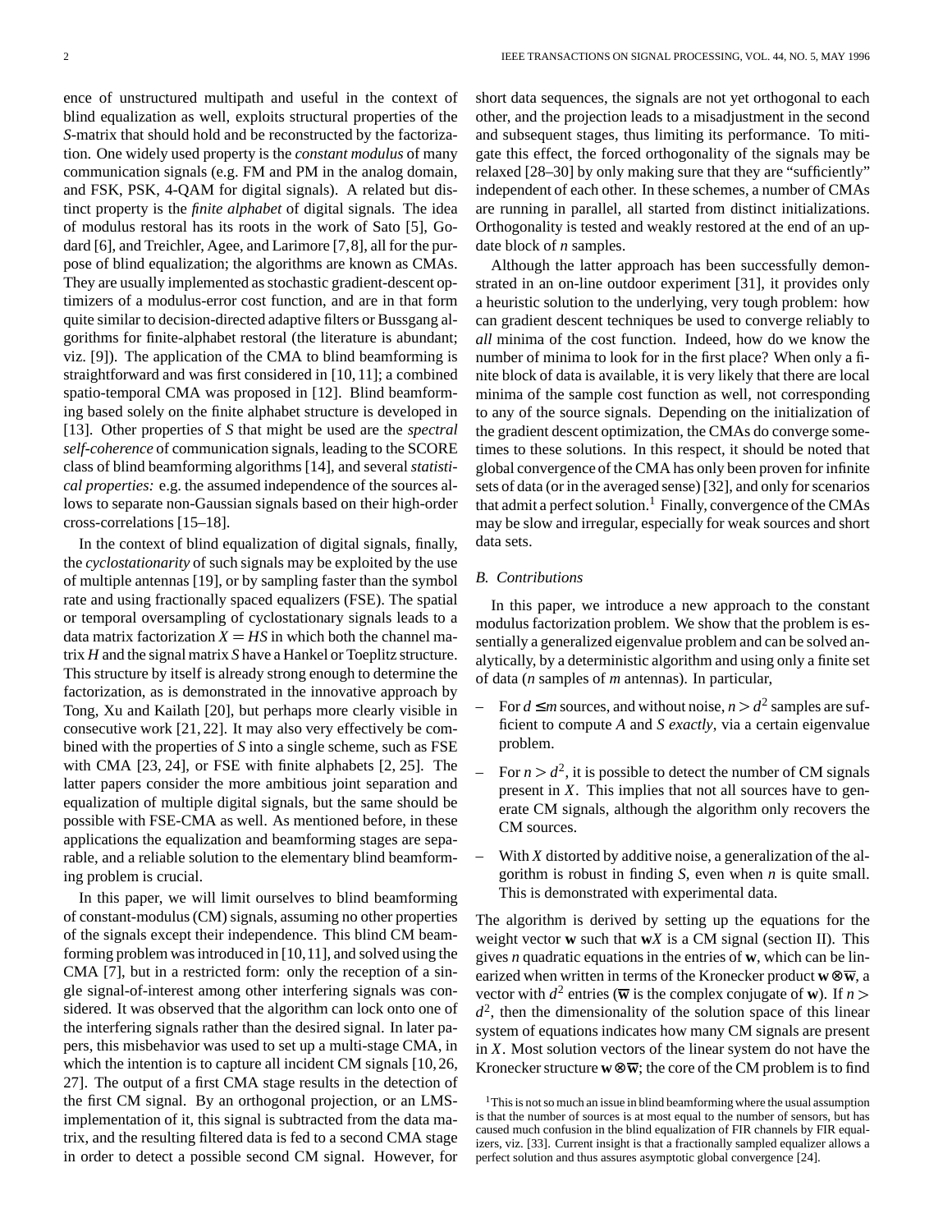ence of unstructured multipath and useful in the context of blind equalization as well, exploits structural properties of the $S$-matrix that should hold and be reconstructed by the factorization. One widely used property is the *constant modulus* of many communication signals (e.g. FM and PM in the analog domain, and FSK, PSK, 4-QAM for digital signals). A related but distinct property is the *finite alphabet* of digital signals. The idea of modulus restoral has its roots in the work of Sato [5], Godard [6], and Treichler, Agee, and Larimore [7,8], all for the purpose of blind equalization; the algorithms are known as CMAs. They are usually implemented as stochastic gradient-descent optimizers of a modulus-error cost function, and are in that form quite similar to decision-directed adaptive filters or Bussgang algorithms for finite-alphabet restoral (the literature is abundant; viz. [9]). The application of the CMA to blind beamforming is straightforward and was first considered in [10,11]; a combined spatio-temporal CMA was proposed in [12]. Blind beamforming based solely on the finite alphabet structure is developed in [13]. Other properties of $S$ that might be used are the *spectral self-coherence* of communication signals, leading to the SCORE class of blind beamforming algorithms [14], and several *statistical properties:* e.g. the assumed independence of the sources allows to separate non-Gaussian signals based on their high-order cross-correlations [15–18].

In the context of blind equalization of digital signals, finally, the *cyclostationarity* of such signals may be exploited by the use of multiple antennas [19], or by sampling faster than the symbol rate and using fractionally spaced equalizers (FSE). The spatial or temporal oversampling of cyclostationary signals leads to a data matrix factorization $X = HS$ in which both the channel matrix $H$ and the signal matrix $S$ have a Hankel or Toeplitz structure. This structure by itself is already strong enough to determine the factorization, as is demonstrated in the innovative approach by Tong, Xu and Kailath [20], but perhaps more clearly visible in consecutive work [21,22]. It may also very effectively be combined with the properties of $S$ into a single scheme, such as FSE with CMA [23,24], or FSE with finite alphabets [2,25]. The latter papers consider the more ambitious joint separation and equalization of multiple digital signals, but the same should be possible with FSE-CMA as well. As mentioned before, in these applications the equalization and beamforming stages are separable, and a reliable solution to the elementary blind beamforming problem is crucial.

In this paper, we will limit ourselves to blind beamforming of constant-modulus (CM) signals, assuming no other properties of the signals except their independence. This blind CM beamforming problem was introduced in [10,11], and solved using the CMA [7], but in a restricted form: only the reception of a single signal-of-interest among other interfering signals was considered. It was observed that the algorithm can lock onto one of the interfering signals rather than the desired signal. In later papers, this misbehavior was used to set up a multi-stage CMA, in which the intention is to capture all incident CM signals [10,26,27]. The output of a first CMA stage results in the detection of the first CM signal. By an orthogonal projection, or an LMS-implementation of it, this signal is subtracted from the data matrix, and the resulting filtered data is fed to a second CMA stage in order to detect a possible second CM signal. However, for short data sequences, the signals are not yet orthogonal to each other, and the projection leads to a misadjustment in the second and subsequent stages, thus limiting its performance. To mitigate this effect, the forced orthogonality of the signals may be relaxed [28–30] by only making sure that they are "sufficiently" independent of each other. In these schemes, a number of CMAs are running in parallel, all started from distinct initializations. Orthogonality is tested and weakly restored at the end of an update block of $n$ samples.

Although the latter approach has been successfully demonstrated in an on-line outdoor experiment [31], it provides only a heuristic solution to the underlying, very tough problem: how can gradient descent techniques be used to converge reliably to *all* minima of the cost function. Indeed, how do we know the number of minima to look for in the first place? When only a finite block of data is available, it is very likely that there are local minima of the sample cost function as well, not corresponding to any of the source signals. Depending on the initialization of the gradient descent optimization, the CMAs do converge sometimes to these solutions. In this respect, it should be noted that global convergence of the CMA has only been proven for infinite sets of data (or in the averaged sense) [32], and only for scenarios that admit a perfect solution.[1] Finally, convergence of the CMAs may be slow and irregular, especially for weak sources and short data sets.

### B. Contributions

In this paper, we introduce a new approach to the constant modulus factorization problem. We show that the problem is essentially a generalized eigenvalue problem and can be solved analytically, by a deterministic algorithm and using only a finite set of data ($n$ samples of $m$ antennas). In particular,

- For $d \le m$ sources, and without noise, $n > d^2$ samples are sufficient to compute $A$ and $S$ *exactly*, via a certain eigenvalue problem.
- For $n > d^2$, it is possible to detect the number of CM signals present in $X$. This implies that not all sources have to generate CM signals, although the algorithm only recovers the CM sources.
- With $X$ distorted by additive noise, a generalization of the algorithm is robust in finding $S$, even when $n$ is quite small. This is demonstrated with experimental data.

The algorithm is derived by setting up the equations for the weight vector $\mathbf{w}$ such that $\mathbf{w}X$ is a CM signal (section II). This gives $n$ quadratic equations in the entries of $\mathbf{w}$, which can be linearized when written in terms of the Kronecker product $\mathbf{w} \otimes \overline{\mathbf{w}}$, a vector with $d^2$ entries ($\overline{\mathbf{w}}$ is the complex conjugate of $\mathbf{w}$). If $n > d^2$, then the dimensionality of the solution space of this linear system of equations indicates how many CM signals are present in $X$. Most solution vectors of the linear system do not have the Kronecker structure $\mathbf{w} \otimes \overline{\mathbf{w}}$; the core of the CM problem is to find

[1] This is not so much an issue in blind beamforming where the usual assumption is that the number of sources is at most equal to the number of sensors, but has caused much confusion in the blind equalization of FIR channels by FIR equalizers, viz. [33]. Current insight is that a fractionally sampled equalizer allows a perfect solution and thus assures asymptotic global convergence [24].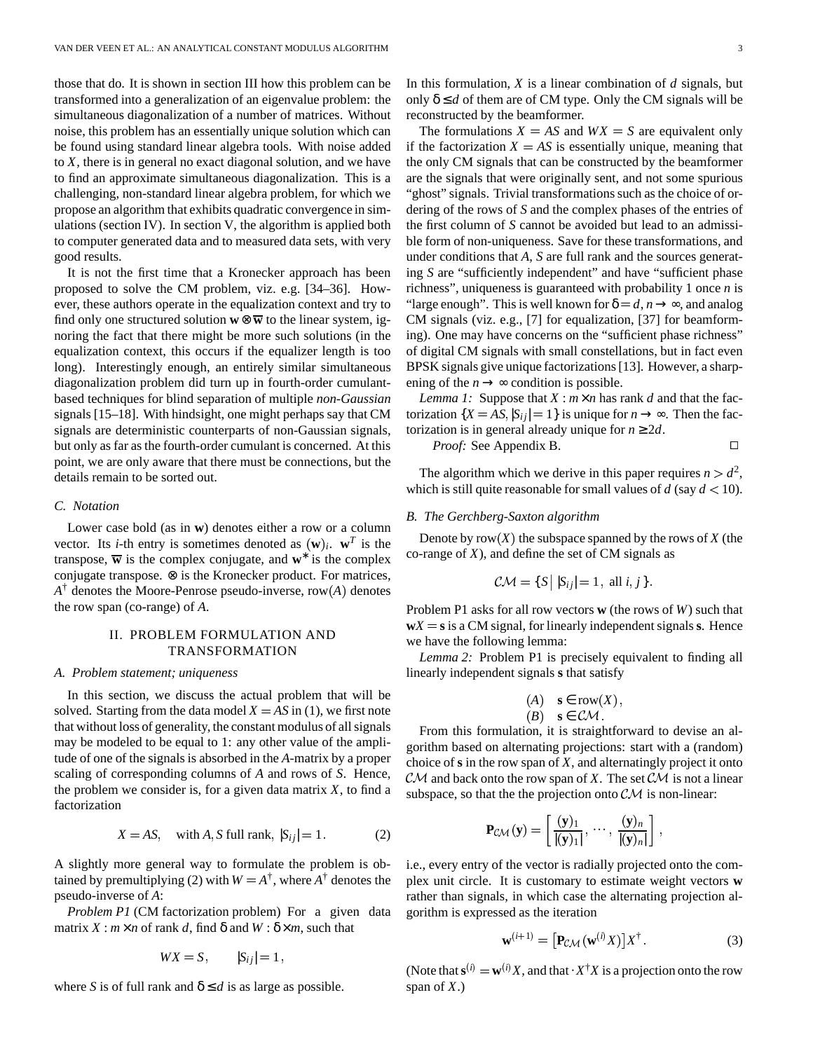those that do. It is shown in section III how this problem can be transformed into a generalization of an eigenvalue problem: the simultaneous diagonalization of a number of matrices. Without noise, this problem has an essentially unique solution which can be found using standard linear algebra tools. With noise added to $X$, there is in general no exact diagonal solution, and we have to find an approximate simultaneous diagonalization. This is a challenging, non-standard linear algebra problem, for which we propose an algorithm that exhibits quadratic convergence in simulations (section IV). In section V, the algorithm is applied both to computer generated data and to measured data sets, with very good results.

It is not the first time that a Kronecker approach has been proposed to solve the CM problem, viz. e.g. [34–36]. However, these authors operate in the equalization context and try to find only one structured solution $\mathbf{w} \otimes \overline{\mathbf{w}}$ to the linear system, ignoring the fact that there might be more such solutions (in the equalization context, this occurs if the equalizer length is too long). Interestingly enough, an entirely similar simultaneous diagonalization problem did turn up in fourth-order cumulant-based techniques for blind separation of multiple *non-Gaussian* signals [15–18]. With hindsight, one might perhaps say that CM signals are deterministic counterparts of non-Gaussian signals, but only as far as the fourth-order cumulant is concerned. At this point, we are only aware that there must be connections, but the details remain to be sorted out.

### *C. Notation*

Lower case bold (as in $\mathbf{w}$) denotes either a row or a column vector. Its $i$-th entry is sometimes denoted as $(\mathbf{w})_i$. $\mathbf{w}^T$ is the transpose, $\overline{\mathbf{w}}$ is the complex conjugate, and $\mathbf{w}^*$ is the complex conjugate transpose. $\otimes$ is the Kronecker product. For matrices, $A^\dagger$ denotes the Moore-Penrose pseudo-inverse, $\text{row}(A)$ denotes the row span (co-range) of $A$.

## II. PROBLEM FORMULATION AND TRANSFORMATION

### *A. Problem statement; uniqueness*

In this section, we discuss the actual problem that will be solved. Starting from the data model $X = AS$ in (1), we first note that without loss of generality, the constant modulus of all signals may be modeled to be equal to 1: any other value of the amplitude of one of the signals is absorbed in the $A$-matrix by a proper scaling of corresponding columns of $A$ and rows of $S$. Hence, the problem we consider is, for a given data matrix $X$, to find a factorization

$$X = AS, \quad \text{with } A, S \text{ full rank}, \; |S_{ij}| = 1. \tag{2}$$

A slightly more general way to formulate the problem is obtained by premultiplying (2) with $W = A^\dagger$, where $A^\dagger$ denotes the pseudo-inverse of $A$:

*Problem P1* (CM factorization problem) For a given data matrix $X : m \times n$ of rank $d$, find $\delta$ and $W : \delta \times m$, such that

$$WX = S, \qquad |S_{ij}| = 1,$$

where $S$ is of full rank and $\delta \leq d$ is as large as possible.

In this formulation, $X$ is a linear combination of $d$ signals, but only $\delta \leq d$ of them are of CM type. Only the CM signals will be reconstructed by the beamformer.

The formulations $X = AS$ and $WX = S$ are equivalent only if the factorization $X = AS$ is essentially unique, meaning that the only CM signals that can be constructed by the beamformer are the signals that were originally sent, and not some spurious "ghost" signals. Trivial transformations such as the choice of ordering of the rows of $S$ and the complex phases of the entries of the first column of $S$ cannot be avoided but lead to an admissible form of non-uniqueness. Save for these transformations, and under conditions that $A$, $S$ are full rank and the sources generating $S$ are "sufficiently independent" and have "sufficient phase richness", uniqueness is guaranteed with probability 1 once $n$ is "large enough". This is well known for $\delta = d$, $n \to \infty$, and analog CM signals (viz. e.g., [7] for equalization, [37] for beamforming). One may have concerns on the "sufficient phase richness" of digital CM signals with small constellations, but in fact even BPSK signals give unique factorizations [13]. However, a sharpening of the $n \to \infty$ condition is possible.

*Lemma 1:* Suppose that $X : m \times n$ has rank $d$ and that the factorization $\{X = AS, |S_{ij}| = 1\}$ is unique for $n \to \infty$. Then the factorization is in general already unique for $n \geq 2d$.

*Proof:* See Appendix B. □

The algorithm which we derive in this paper requires $n > d^2$, which is still quite reasonable for small values of $d$ (say $d < 10$).

### *B. The Gerchberg-Saxton algorithm*

Denote by $\text{row}(X)$ the subspace spanned by the rows of $X$ (the co-range of $X$), and define the set of CM signals as

$$\mathcal{CM} = \{S \mid |S_{ij}| = 1, \text{ all } i, j\}.$$

Problem P1 asks for all row vectors $\mathbf{w}$ (the rows of $W$) such that $\mathbf{w}X = \mathbf{s}$ is a CM signal, for linearly independent signals $\mathbf{s}$. Hence we have the following lemma:

*Lemma 2:* Problem P1 is precisely equivalent to finding all linearly independent signals $\mathbf{s}$ that satisfy

$$\begin{array}{ll} (A) & \mathbf{s} \in \text{row}(X), \\ (B) & \mathbf{s} \in \mathcal{CM}. \end{array}$$

From this formulation, it is straightforward to devise an algorithm based on alternating projections: start with a (random) choice of $\mathbf{s}$ in the row span of $X$, and alternatingly project it onto $\mathcal{CM}$ and back onto the row span of $X$. The set $\mathcal{CM}$ is not a linear subspace, so that the the projection onto $\mathcal{CM}$ is non-linear:

$$\mathbf{P}_{\mathcal{CM}}(\mathbf{y}) = \left[ \frac{(\mathbf{y})_1}{|(\mathbf{y})_1|}, \cdots, \frac{(\mathbf{y})_n}{|(\mathbf{y})_n|} \right],$$

i.e., every entry of the vector is radially projected onto the complex unit circle. It is customary to estimate weight vectors $\mathbf{w}$ rather than signals, in which case the alternating projection algorithm is expressed as the iteration

$$\mathbf{w}^{(i+1)} = \left[\mathbf{P}_{\mathcal{CM}}(\mathbf{w}^{(i)}X)\right]X^\dagger. \tag{3}$$

(Note that $\mathbf{s}^{(i)} = \mathbf{w}^{(i)}X$, and that $\cdot X^\dagger X$ is a projection onto the row span of $X$.)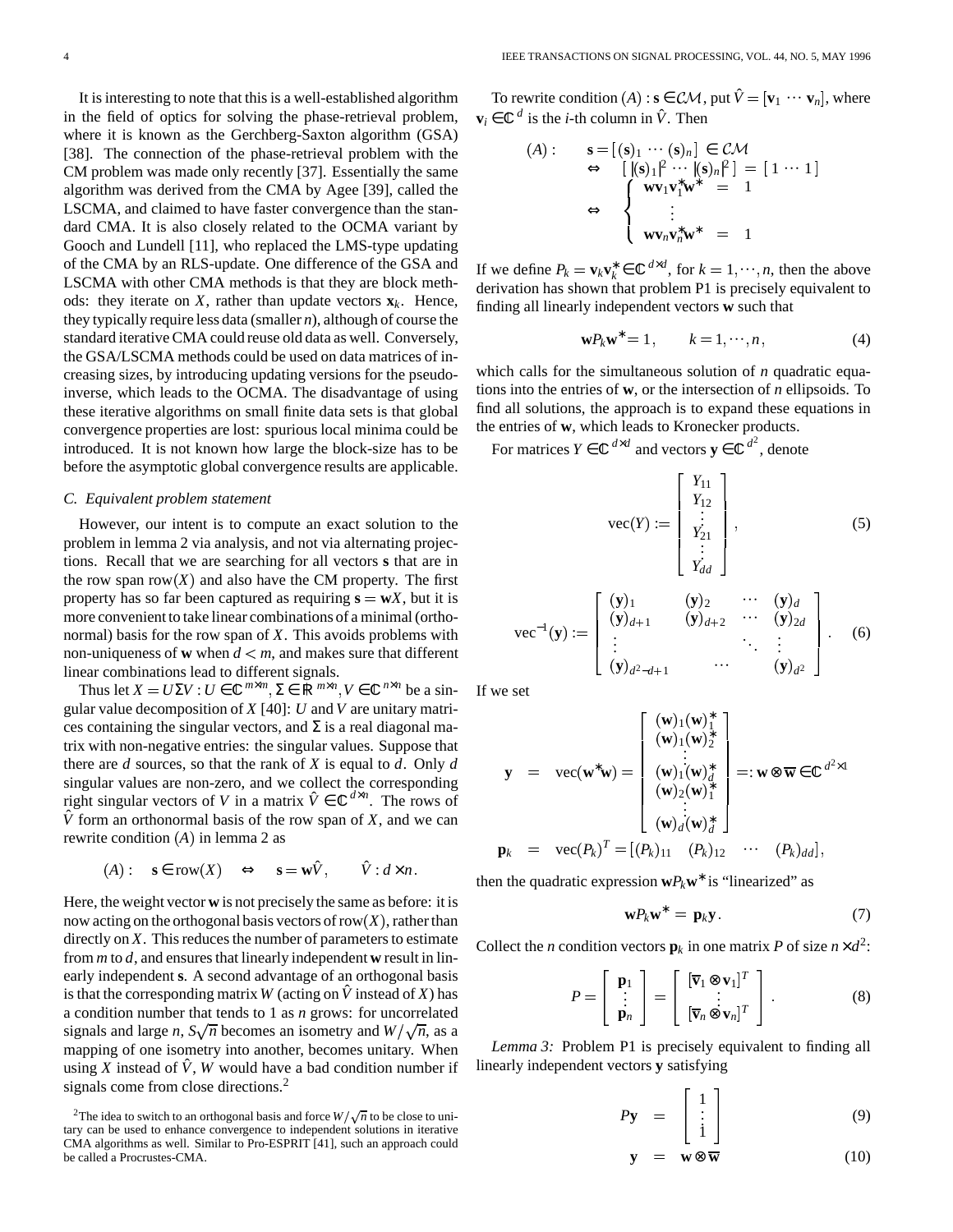It is interesting to note that this is a well-established algorithm in the field of optics for solving the phase-retrieval problem, where it is known as the Gerchberg-Saxton algorithm (GSA) [38]. The connection of the phase-retrieval problem with the CM problem was made only recently [37]. Essentially the same algorithm was derived from the CMA by Agee [39], called the LSCMA, and claimed to have faster convergence than the standard CMA. It is also closely related to the OCMA variant by Gooch and Lundell [11], who replaced the LMS-type updating of the CMA by an RLS-update. One difference of the GSA and LSCMA with other CMA methods is that they are block methods: they iterate on $X$, rather than update vectors $\mathbf{x}_k$. Hence, they typically require less data (smaller $n$), although of course the standard iterative CMA could reuse old data as well. Conversely, the GSA/LSCMA methods could be used on data matrices of increasing sizes, by introducing updating versions for the pseudo-inverse, which leads to the OCMA. The disadvantage of using these iterative algorithms on small finite data sets is that global convergence properties are lost: spurious local minima could be introduced. It is not known how large the block-size has to be before the asymptotic global convergence results are applicable.

### C. Equivalent problem statement

However, our intent is to compute an exact solution to the problem in lemma 2 via analysis, and not via alternating projections. Recall that we are searching for all vectors $\mathbf{s}$ that are in the row span $\text{row}(X)$ and also have the CM property. The first property has so far been captured as requiring $\mathbf{s} = \mathbf{w}X$, but it is more convenient to take linear combinations of a minimal (orthonormal) basis for the row span of $X$. This avoids problems with non-uniqueness of $\mathbf{w}$ when $d < m$, and makes sure that different linear combinations lead to different signals.

Thus let $X = U\Sigma V : U \in \mathbb{C}^{m\times m}, \Sigma \in \mathbb{R}^{m\times n}, V \in \mathbb{C}^{n\times n}$ be a singular value decomposition of $X$ [40]: $U$ and $V$ are unitary matrices containing the singular vectors, and $\Sigma$ is a real diagonal matrix with non-negative entries: the singular values. Suppose that there are $d$ sources, so that the rank of $X$ is equal to $d$. Only $d$ singular values are non-zero, and we collect the corresponding right singular vectors of $V$ in a matrix $\hat{V} \in \mathbb{C}^{d\times n}$. The rows of $\hat{V}$ form an orthonormal basis of the row span of $X$, and we can rewrite condition $(A)$ in lemma 2 as

$$(A): \quad \mathbf{s} \in \text{row}(X) \quad \Leftrightarrow \quad \mathbf{s} = \mathbf{w}\hat{V}, \qquad \hat{V} : d \times n.$$

Here, the weight vector $\mathbf{w}$ is not precisely the same as before: it is now acting on the orthogonal basis vectors of $\text{row}(X)$, rather than directly on $X$. This reduces the number of parameters to estimate from $m$ to $d$, and ensures that linearly independent $\mathbf{w}$ result in linearly independent $\mathbf{s}$. A second advantage of an orthogonal basis is that the corresponding matrix $W$ (acting on $\hat{V}$ instead of $X$) has a condition number that tends to 1 as $n$ grows: for uncorrelated signals and large $n$, $S\sqrt{n}$ becomes an isometry and $W/\sqrt{n}$, as a mapping of one isometry into another, becomes unitary. When using $X$ instead of $\hat{V}$, $W$ would have a bad condition number if signals come from close directions.[2]

[2] The idea to switch to an orthogonal basis and force $W/\sqrt{n}$ to be close to unitary can be used to enhance convergence to independent solutions in iterative CMA algorithms as well. Similar to Pro-ESPRIT [41], such an approach could be called a Procrustes-CMA.

To rewrite condition $(A) : \mathbf{s} \in \mathcal{CM}$, put $\hat{V} = [\mathbf{v}_1 \cdots \mathbf{v}_n]$, where $\mathbf{v}_i \in \mathbb{C}^d$ is the $i$-th column in $\hat{V}$. Then

$$(A): \quad \begin{aligned} & \mathbf{s} = [(\mathbf{s})_1 \cdots (\mathbf{s})_n] \in \mathcal{CM} \\ \Leftrightarrow \quad & [\,|(\mathbf{s})_1|^2 \cdots |(\mathbf{s})_n|^2\,] = [\,1 \cdots 1\,] \\ \Leftrightarrow \quad & \begin{cases} \mathbf{w}\mathbf{v}_1\mathbf{v}_1^*\mathbf{w}^* &= 1 \\ \quad\vdots & \\ \mathbf{w}\mathbf{v}_n\mathbf{v}_n^*\mathbf{w}^* &= 1 \end{cases} \end{aligned}$$

If we define $P_k = \mathbf{v}_k\mathbf{v}_k^* \in \mathbb{C}^{d\times d}$, for $k = 1, \cdots, n$, then the above derivation has shown that problem P1 is precisely equivalent to finding all linearly independent vectors $\mathbf{w}$ such that

$$\mathbf{w}P_k\mathbf{w}^* = 1, \qquad k = 1, \cdots, n, \tag{4}$$

which calls for the simultaneous solution of $n$ quadratic equations into the entries of $\mathbf{w}$, or the intersection of $n$ ellipsoids. To find all solutions, the approach is to expand these equations in the entries of $\mathbf{w}$, which leads to Kronecker products.

For matrices $Y \in \mathbb{C}^{d\times d}$ and vectors $\mathbf{y} \in \mathbb{C}^{d^2}$, denote

$$\text{vec}(Y) := \begin{bmatrix} Y_{11} \\ Y_{12} \\ \vdots \\ Y_{21} \\ \vdots \\ Y_{dd} \end{bmatrix}, \tag{5}$$

$$\text{vec}^{-1}(\mathbf{y}) := \begin{bmatrix} (\mathbf{y})_1 & (\mathbf{y})_2 & \cdots & (\mathbf{y})_d \\ (\mathbf{y})_{d+1} & (\mathbf{y})_{d+2} & \cdots & (\mathbf{y})_{2d} \\ \vdots & & \ddots & \vdots \\ (\mathbf{y})_{d^2-d+1} & & \cdots & (\mathbf{y})_{d^2} \end{bmatrix}. \tag{6}$$

If we set

$$\begin{aligned} \mathbf{y} &= \text{vec}(\mathbf{w}^*\mathbf{w}) = \begin{bmatrix} (\mathbf{w})_1(\mathbf{w})_1^* \\ (\mathbf{w})_1(\mathbf{w})_2^* \\ \vdots \\ (\mathbf{w})_1(\mathbf{w})_d^* \\ (\mathbf{w})_2(\mathbf{w})_1^* \\ \vdots \\ (\mathbf{w})_d(\mathbf{w})_d^* \end{bmatrix} =: \mathbf{w} \otimes \overline{\mathbf{w}} \in \mathbb{C}^{d^2\times 1} \\ \mathbf{p}_k &= \text{vec}(P_k)^T = [(P_k)_{11} \quad (P_k)_{12} \quad \cdots \quad (P_k)_{dd}], \end{aligned}$$

then the quadratic expression $\mathbf{w}P_k\mathbf{w}^*$ is "linearized" as

$$\mathbf{w}P_k\mathbf{w}^* = \mathbf{p}_k\mathbf{y}. \tag{7}$$

Collect the $n$ condition vectors $\mathbf{p}_k$ in one matrix $P$ of size $n \times d^2$:

$$P = \begin{bmatrix} \mathbf{p}_1 \\ \vdots \\ \mathbf{p}_n \end{bmatrix} = \begin{bmatrix} [\overline{\mathbf{v}}_1 \otimes \mathbf{v}_1]^T \\ \vdots \\ [\overline{\mathbf{v}}_n \otimes \mathbf{v}_n]^T \end{bmatrix}. \tag{8}$$

*Lemma 3:* Problem P1 is precisely equivalent to finding all linearly independent vectors $\mathbf{y}$ satisfying

$$P\mathbf{y} = \begin{bmatrix} 1 \\ \vdots \\ 1 \end{bmatrix} \tag{9}$$

$$\mathbf{y} = \mathbf{w} \otimes \overline{\mathbf{w}} \tag{10}$$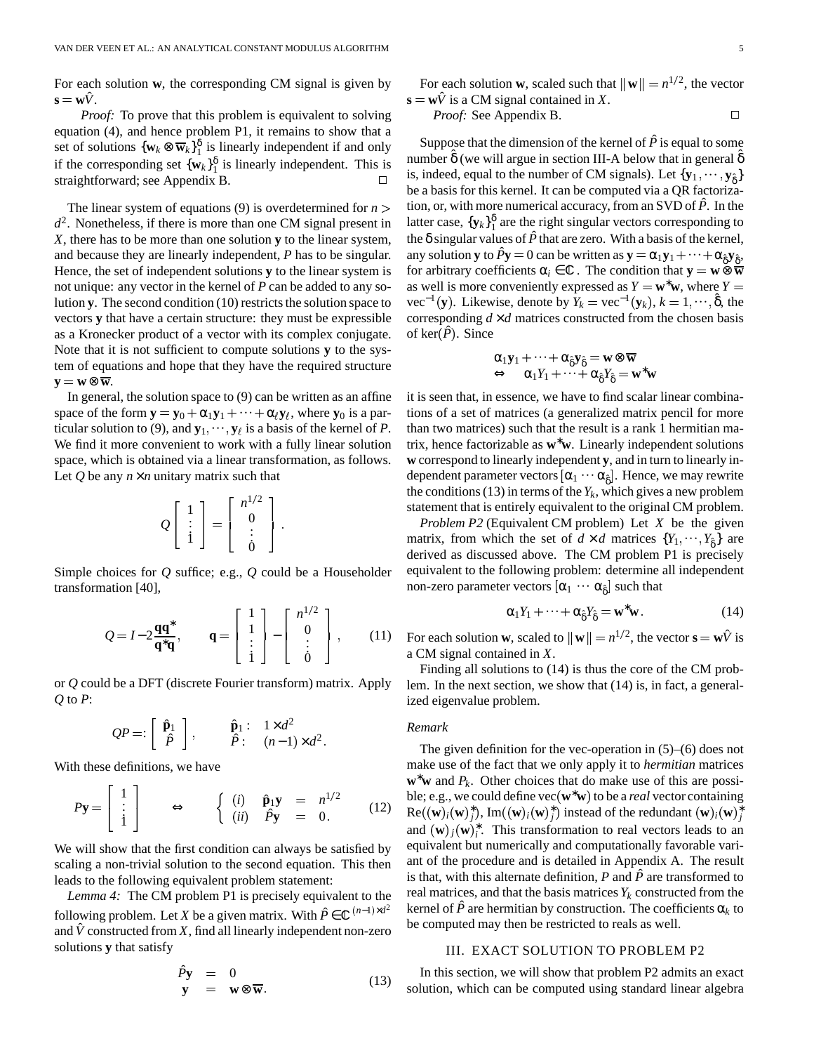For each solution $\mathbf{w}$, the corresponding CM signal is given by $\mathbf{s} = \mathbf{w}\hat{V}$.

*Proof:* To prove that this problem is equivalent to solving equation (4), and hence problem P1, it remains to show that a set of solutions $\{\mathbf{w}_k \otimes \overline{\mathbf{w}}_k\}_1^\delta$ is linearly independent if and only if the corresponding set $\{\mathbf{w}_k\}_1^\delta$ is linearly independent. This is straightforward; see Appendix B. □

The linear system of equations (9) is overdetermined for $n > d^2$. Nonetheless, if there is more than one CM signal present in $X$, there has to be more than one solution $\mathbf{y}$ to the linear system, and because they are linearly independent, $P$ has to be singular. Hence, the set of independent solutions $\mathbf{y}$ to the linear system is not unique: any vector in the kernel of $P$ can be added to any solution $\mathbf{y}$. The second condition (10) restricts the solution space to vectors $\mathbf{y}$ that have a certain structure: they must be expressible as a Kronecker product of a vector with its complex conjugate. Note that it is not sufficient to compute solutions $\mathbf{y}$ to the system of equations and hope that they have the required structure $\mathbf{y} = \mathbf{w} \otimes \overline{\mathbf{w}}$.

In general, the solution space to (9) can be written as an affine space of the form $\mathbf{y} = \mathbf{y}_0 + \alpha_1 \mathbf{y}_1 + \cdots + \alpha_\ell \mathbf{y}_\ell$, where $\mathbf{y}_0$ is a particular solution to (9), and $\mathbf{y}_1, \cdots, \mathbf{y}_\ell$ is a basis of the kernel of $P$. We find it more convenient to work with a fully linear solution space, which is obtained via a linear transformation, as follows. Let $Q$ be any $n \times n$ unitary matrix such that

$$Q \begin{bmatrix} 1 \\ \vdots \\ 1 \end{bmatrix} = \begin{bmatrix} n^{1/2} \\ 0 \\ \vdots \\ 0 \end{bmatrix}.$$

Simple choices for $Q$ suffice; e.g., $Q$ could be a Householder transformation [40],

$$Q = I - 2\frac{\mathbf{q}\mathbf{q}^*}{\mathbf{q}^*\mathbf{q}}, \qquad \mathbf{q} = \begin{bmatrix} 1 \\ 1 \\ \vdots \\ 1 \end{bmatrix} - \begin{bmatrix} n^{1/2} \\ 0 \\ \vdots \\ 0 \end{bmatrix}, \tag{11}$$

or $Q$ could be a DFT (discrete Fourier transform) matrix. Apply $Q$ to $P$:

$$QP =: \begin{bmatrix} \hat{\mathbf{p}}_1 \\ \hat{P} \end{bmatrix}, \qquad \begin{matrix} \hat{\mathbf{p}}_1 : & 1 \times d^2 \\ \hat{P} : & (n-1) \times d^2. \end{matrix}$$

With these definitions, we have

$$P\mathbf{y} = \begin{bmatrix} 1 \\ \vdots \\ 1 \end{bmatrix} \quad \Leftrightarrow \quad \begin{cases} (i) & \hat{\mathbf{p}}_1 \mathbf{y} = n^{1/2} \\ (ii) & \hat{P}\mathbf{y} = 0. \end{cases} \tag{12}$$

We will show that the first condition can always be satisfied by scaling a non-trivial solution to the second equation. This then leads to the following equivalent problem statement:

*Lemma 4:* The CM problem P1 is precisely equivalent to the following problem. Let $X$ be a given matrix. With $\hat{P} \in \mathbb{C}^{(n-1) \times d^2}$ and $\hat{V}$ constructed from $X$, find all linearly independent non-zero solutions $\mathbf{y}$ that satisfy

$$\begin{aligned} \hat{P}\mathbf{y} &= 0 \\ \mathbf{y} &= \mathbf{w} \otimes \overline{\mathbf{w}}. \end{aligned} \tag{13}$$

For each solution $\mathbf{w}$, scaled such that $\|\mathbf{w}\| = n^{1/2}$, the vector $\mathbf{s} = \mathbf{w}\hat{V}$ is a CM signal contained in $X$.

*Proof:* See Appendix B. □

Suppose that the dimension of the kernel of $\hat{P}$ is equal to some number $\hat{\delta}$ (we will argue in section III-A below that in general $\hat{\delta}$ is, indeed, equal to the number of CM signals). Let $\{\mathbf{y}_1, \cdots, \mathbf{y}_{\hat{\delta}}\}$ be a basis for this kernel. It can be computed via a QR factorization, or, with more numerical accuracy, from an SVD of $\hat{P}$. In the latter case, $\{\mathbf{y}_k\}_1^\delta$ are the right singular vectors corresponding to the $\delta$ singular values of $\hat{P}$ that are zero. With a basis of the kernel, any solution $\mathbf{y}$ to $\hat{P}\mathbf{y} = 0$ can be written as $\mathbf{y} = \alpha_1 \mathbf{y}_1 + \cdots + \alpha_{\hat{\delta}} \mathbf{y}_{\hat{\delta}}$, for arbitrary coefficients $\alpha_i \in \mathbb{C}$. The condition that $\mathbf{y} = \mathbf{w} \otimes \overline{\mathbf{w}}$ as well is more conveniently expressed as $Y = \mathbf{w}^*\mathbf{w}$, where $Y = \text{vec}^{-1}(\mathbf{y})$. Likewise, denote by $Y_k = \text{vec}^{-1}(\mathbf{y}_k)$, $k = 1, \cdots, \hat{\delta}$, the corresponding $d \times d$ matrices constructed from the chosen basis of $\ker(\hat{P})$. Since

$$\begin{aligned} & \alpha_1 \mathbf{y}_1 + \cdots + \alpha_{\hat{\delta}} \mathbf{y}_{\hat{\delta}} = \mathbf{w} \otimes \overline{\mathbf{w}} \\ \Leftrightarrow \quad & \alpha_1 Y_1 + \cdots + \alpha_{\hat{\delta}} Y_{\hat{\delta}} = \mathbf{w}^*\mathbf{w} \end{aligned}$$

it is seen that, in essence, we have to find scalar linear combinations of a set of matrices (a generalized matrix pencil for more than two matrices) such that the result is a rank 1 hermitian matrix, hence factorizable as $\mathbf{w}^*\mathbf{w}$. Linearly independent solutions $\mathbf{w}$ correspond to linearly independent $\mathbf{y}$, and in turn to linearly independent parameter vectors $[\alpha_1 \cdots \alpha_{\hat{\delta}}]$. Hence, we may rewrite the conditions (13) in terms of the $Y_k$, which gives a new problem statement that is entirely equivalent to the original CM problem.

*Problem P2* (Equivalent CM problem) Let $X$ be the given matrix, from which the set of $d \times d$ matrices $\{Y_1, \cdots, Y_{\hat{\delta}}\}$ are derived as discussed above. The CM problem P1 is precisely equivalent to the following problem: determine all independent non-zero parameter vectors $[\alpha_1 \cdots \alpha_{\hat{\delta}}]$ such that

$$\alpha_1 Y_1 + \cdots + \alpha_{\hat{\delta}} Y_{\hat{\delta}} = \mathbf{w}^*\mathbf{w}. \tag{14}$$

For each solution $\mathbf{w}$, scaled to $\|\mathbf{w}\| = n^{1/2}$, the vector $\mathbf{s} = \mathbf{w}\hat{V}$ is a CM signal contained in $X$.

Finding all solutions to (14) is thus the core of the CM problem. In the next section, we show that (14) is, in fact, a generalized eigenvalue problem.

*Remark*

The given definition for the vec-operation in (5)–(6) does not make use of the fact that we only apply it to *hermitian* matrices $\mathbf{w}^*\mathbf{w}$ and $P_k$. Other choices that do make use of this are possible; e.g., we could define $\text{vec}(\mathbf{w}^*\mathbf{w})$ to be a *real* vector containing $\text{Re}((\mathbf{w})_i(\mathbf{w})_j^*)$, $\text{Im}((\mathbf{w})_i(\mathbf{w})_j^*)$ instead of the redundant $(\mathbf{w})_i(\mathbf{w})_j^*$ and $(\mathbf{w})_j(\mathbf{w})_i^*$. This transformation to real vectors leads to an equivalent but numerically and computationally favorable variant of the procedure and is detailed in Appendix A. The result is that, with this alternate definition, $P$ and $\hat{P}$ are transformed to real matrices, and that the basis matrices $Y_k$ constructed from the kernel of $\hat{P}$ are hermitian by construction. The coefficients $\alpha_k$ to be computed may then be restricted to reals as well.

## III. Exact Solution to Problem P2

In this section, we will show that problem P2 admits an exact solution, which can be computed using standard linear algebra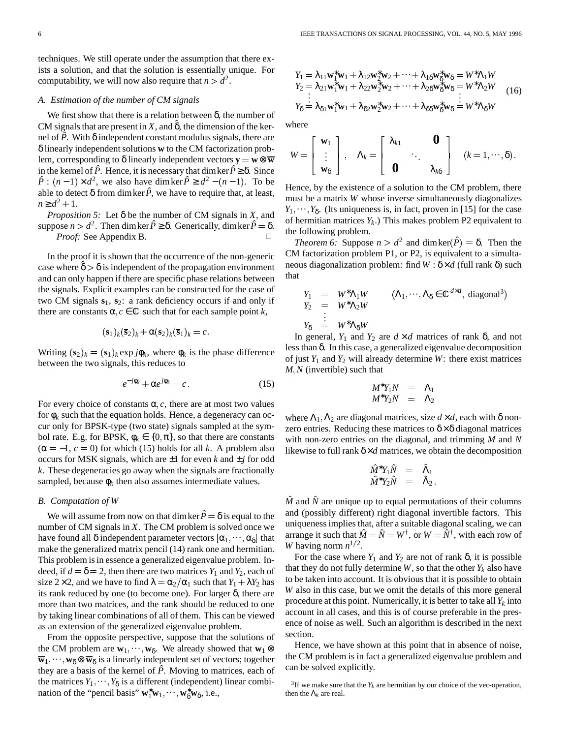techniques. We still operate under the assumption that there exists a solution, and that the solution is essentially unique. For computability, we will now also require that $n > d^2$.

### A. Estimation of the number of CM signals

We first show that there is a relation between $\delta$, the number of CM signals that are present in $X$, and $\hat{\delta}$, the dimension of the kernel of $\hat{P}$. With $\delta$ independent constant modulus signals, there are $\delta$ linearly independent solutions $\mathbf{w}$ to the CM factorization problem, corresponding to $\delta$ linearly independent vectors $\mathbf{y} = \mathbf{w} \otimes \overline{\mathbf{w}}$ in the kernel of $\hat{P}$. Hence, it is necessary that $\dim \ker \hat{P} \geq \delta$. Since $\hat{P} : (n-1) \times d^2$, we also have $\dim \ker \hat{P} \geq d^2 - (n-1)$. To be able to detect $\delta$ from $\dim \ker \hat{P}$, we have to require that, at least, $n \geq d^2 + 1$.

*Proposition 5:* Let $\delta$ be the number of CM signals in $X$, and suppose $n > d^2$. Then $\dim \ker \hat{P} \geq \delta$. Generically, $\dim \ker \hat{P} = \delta$.

*Proof:* See Appendix B. □

In the proof it is shown that the occurrence of the non-generic case where $\hat{\delta} > \delta$ is independent of the propagation environment and can only happen if there are specific phase relations between the signals. Explicit examples can be constructed for the case of two CM signals $\mathbf{s}_1$, $\mathbf{s}_2$: a rank deficiency occurs if and only if there are constants $\alpha, c \in \mathbb{C}$ such that for each sample point $k$,

$$(\mathbf{s}_1)_k (\overline{\mathbf{s}}_2)_k + \alpha (\mathbf{s}_2)_k (\overline{\mathbf{s}}_1)_k = c .$$

Writing $(\mathbf{s}_2)_k = (\mathbf{s}_1)_k \exp j\phi_k$, where $\phi_k$ is the phase difference between the two signals, this reduces to

$$e^{-j\phi_k} + \alpha e^{j\phi_k} = c . \tag{15}$$

For every choice of constants $\alpha, c$, there are at most two values for $\phi_k$ such that the equation holds. Hence, a degeneracy can occur only for BPSK-type (two state) signals sampled at the symbol rate. E.g. for BPSK, $\phi_k \in \{0, \pi\}$, so that there are constants ($\alpha = -1$, $c = 0$) for which (15) holds for all $k$. A problem also occurs for MSK signals, which are $\pm 1$ for even $k$ and $\pm j$ for odd $k$. These degeneracies go away when the signals are fractionally sampled, because $\phi_k$ then also assumes intermediate values.

### B. Computation of $W$

We will assume from now on that $\dim \ker \hat{P} = \delta$ is equal to the number of CM signals in $X$. The CM problem is solved once we have found all $\delta$ independent parameter vectors $[\alpha_1, \cdots, \alpha_\delta]$ that make the generalized matrix pencil (14) rank one and hermitian. This problem is in essence a generalized eigenvalue problem. Indeed, if $d = \delta = 2$, then there are two matrices $Y_1$ and $Y_2$, each of size $2 \times 2$, and we have to find $\lambda = \alpha_2 / \alpha_1$ such that $Y_1 + \lambda Y_2$ has its rank reduced by one (to become one). For larger $\delta$, there are more than two matrices, and the rank should be reduced to one by taking linear combinations of all of them. This can be viewed as an extension of the generalized eigenvalue problem.

From the opposite perspective, suppose that the solutions of the CM problem are $\mathbf{w}_1, \cdots, \mathbf{w}_\delta$. We already showed that $\mathbf{w}_1 \otimes \overline{\mathbf{w}}_1, \cdots, \mathbf{w}_\delta \otimes \overline{\mathbf{w}}_\delta$ is a linearly independent set of vectors; together they are a basis of the kernel of $\hat{P}$. Moving to matrices, each of the matrices $Y_1, \cdots, Y_\delta$ is a different (independent) linear combination of the "pencil basis" $\mathbf{w}_1^* \mathbf{w}_1, \cdots, \mathbf{w}_\delta^* \mathbf{w}_\delta$, i.e.,

$$\begin{aligned}
Y_1 &= \lambda_{11} \mathbf{w}_1^* \mathbf{w}_1 + \lambda_{12} \mathbf{w}_2^* \mathbf{w}_2 + \cdots + \lambda_{1\delta} \mathbf{w}_\delta^* \mathbf{w}_\delta = W^* \Lambda_1 W \\
Y_2 &= \lambda_{21} \mathbf{w}_1^* \mathbf{w}_1 + \lambda_{22} \mathbf{w}_2^* \mathbf{w}_2 + \cdots + \lambda_{2\delta} \mathbf{w}_\delta^* \mathbf{w}_\delta = W^* \Lambda_2 W \\
&\vdots \\
Y_\delta &= \lambda_{\delta 1} \mathbf{w}_1^* \mathbf{w}_1 + \lambda_{\delta 2} \mathbf{w}_2^* \mathbf{w}_2 + \cdots + \lambda_{\delta\delta} \mathbf{w}_\delta^* \mathbf{w}_\delta = W^* \Lambda_\delta W
\end{aligned} \tag{16}$$

where

$$W = \begin{bmatrix} \mathbf{w}_1 \\ \vdots \\ \mathbf{w}_\delta \end{bmatrix}, \quad \Lambda_k = \begin{bmatrix} \lambda_{k1} & & \mathbf{0} \\ & \ddots & \\ \mathbf{0} & & \lambda_{k\delta} \end{bmatrix} \quad (k = 1, \cdots, \delta).$$

Hence, by the existence of a solution to the CM problem, there must be a matrix $W$ whose inverse simultaneously diagonalizes $Y_1, \cdots, Y_\delta$. (Its uniqueness is, in fact, proven in [15] for the case of hermitian matrices $Y_k$.) This makes problem P2 equivalent to the following problem.

*Theorem 6:* Suppose $n > d^2$ and $\dim \ker(\hat{P}) = \delta$. Then the CM factorization problem P1, or P2, is equivalent to a simultaneous diagonalization problem: find $W : \delta \times d$ (full rank $\delta$) such that

$$\begin{aligned}
Y_1 &= W^* \Lambda_1 W \qquad (\Lambda_1, \cdots, \Lambda_\delta \in \mathbb{C}^{d \times d}, \text{ diagonal}^3) \\
Y_2 &= W^* \Lambda_2 W \\
&\vdots \\
Y_\delta &= W^* \Lambda_\delta W
\end{aligned}$$

In general, $Y_1$ and $Y_2$ are $d \times d$ matrices of rank $\delta$, and not less than $\delta$. In this case, a generalized eigenvalue decomposition of just $Y_1$ and $Y_2$ will already determine $W$: there exist matrices $M, N$ (invertible) such that

$$\begin{aligned}
M^* Y_1 N &= \Lambda_1 \\
M^* Y_2 N &= \Lambda_2
\end{aligned}$$

where $\Lambda_1, \Lambda_2$ are diagonal matrices, size $d \times d$, each with $\delta$ nonzero entries. Reducing these matrices to $\delta \times \delta$ diagonal matrices with non-zero entries on the diagonal, and trimming $M$ and $N$ likewise to full rank $\delta \times d$ matrices, we obtain the decomposition

$$\begin{aligned}
\hat{M}^* Y_1 \hat{N} &= \hat{\Lambda}_1 \\
\hat{M}^* Y_2 \hat{N} &= \hat{\Lambda}_2 .
\end{aligned}$$

$\hat{M}$ and $\hat{N}$ are unique up to equal permutations of their columns and (possibly different) right diagonal invertible factors. This uniqueness implies that, after a suitable diagonal scaling, we can arrange it such that $\hat{M} = \hat{N} = W^\dagger$, or $W = \hat{N}^\dagger$, with each row of $W$ having norm $n^{1/2}$.

For the case where $Y_1$ and $Y_2$ are not of rank $\delta$, it is possible that they do not fully determine $W$, so that the other $Y_k$ also have to be taken into account. It is obvious that it is possible to obtain $W$ also in this case, but we omit the details of this more general procedure at this point. Numerically, it is better to take all $Y_k$ into account in all cases, and this is of course preferable in the presence of noise as well. Such an algorithm is described in the next section.

Hence, we have shown at this point that in absence of noise, the CM problem is in fact a generalized eigenvalue problem and can be solved explicitly.

[3] If we make sure that the $Y_k$ are hermitian by our choice of the vec-operation, then the $\Lambda_k$ are real.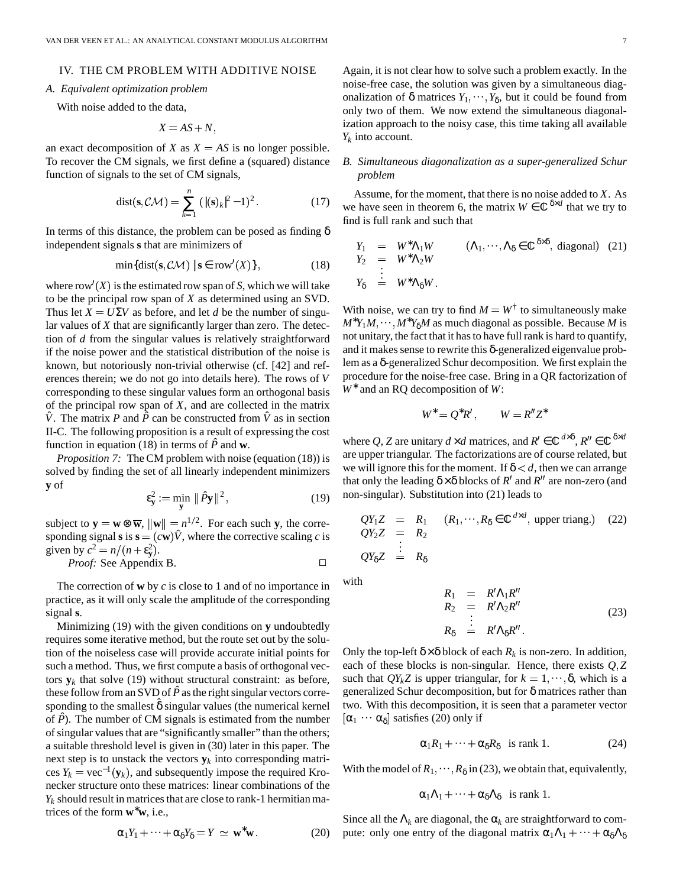## IV. THE CM PROBLEM WITH ADDITIVE NOISE

### *A. Equivalent optimization problem*

With noise added to the data,

$$X = AS + N,$$

an exact decomposition of $X$ as $X = AS$ is no longer possible. To recover the CM signals, we first define a (squared) distance function of signals to the set of CM signals,

$$\text{dist}(\mathbf{s}, \mathcal{CM}) = \sum_{k=1}^{n} \left( |(\mathbf{s})_k|^2 - 1 \right)^2. \tag{17}$$

In terms of this distance, the problem can be posed as finding $\delta$ independent signals $\mathbf{s}$ that are minimizers of

$$\min\{\text{dist}(\mathbf{s}, \mathcal{CM}) \mid \mathbf{s} \in \text{row}'(X)\}, \tag{18}$$

where $\text{row}'(X)$ is the estimated row span of $S$, which we will take to be the principal row span of $X$ as determined using an SVD. Thus let $X = U\Sigma V$ as before, and let $d$ be the number of singular values of $X$ that are significantly larger than zero. The detection of $d$ from the singular values is relatively straightforward if the noise power and the statistical distribution of the noise is known, but notoriously non-trivial otherwise (cf. [42] and references therein; we do not go into details here). The rows of $V$ corresponding to these singular values form an orthogonal basis of the principal row span of $X$, and are collected in the matrix $\hat{V}$. The matrix $P$ and $\hat{P}$ can be constructed from $\hat{V}$ as in section II-C. The following proposition is a result of expressing the cost function in equation (18) in terms of $\hat{P}$ and $\mathbf{w}$.

*Proposition 7:* The CM problem with noise (equation (18)) is solved by finding the set of all linearly independent minimizers $\mathbf{y}$ of

$$\varepsilon_{\mathbf{y}}^2 := \min_{\mathbf{y}} \|\hat{P}\mathbf{y}\|^2, \tag{19}$$

subject to $\mathbf{y} = \mathbf{w} \otimes \overline{\mathbf{w}}$, $\|\mathbf{w}\| = n^{1/2}$. For each such $\mathbf{y}$, the corresponding signal $\mathbf{s}$ is $\mathbf{s} = (c\mathbf{w})\hat{V}$, where the corrective scaling $c$ is given by $c^2 = n/(n + \varepsilon_{\mathbf{y}}^2)$.

*Proof:* See Appendix B. □

The correction of $\mathbf{w}$ by $c$ is close to 1 and of no importance in practice, as it will only scale the amplitude of the corresponding signal $\mathbf{s}$.

Minimizing (19) with the given conditions on $\mathbf{y}$ undoubtedly requires some iterative method, but the route set out by the solution of the noiseless case will provide accurate initial points for such a method. Thus, we first compute a basis of orthogonal vectors $\mathbf{y}_k$ that solve (19) without structural constraint: as before, these follow from an SVD of $\hat{P}$ as the right singular vectors corresponding to the smallest $\hat{\delta}$ singular values (the numerical kernel of $\hat{P}$). The number of CM signals is estimated from the number of singular values that are "significantly smaller" than the others; a suitable threshold level is given in (30) later in this paper. The next step is to unstack the vectors $\mathbf{y}_k$ into corresponding matrices $Y_k = \text{vec}^{-1}(\mathbf{y}_k)$, and subsequently impose the required Kronecker structure onto these matrices: linear combinations of the $Y_k$ should result in matrices that are close to rank-1 hermitian matrices of the form $\mathbf{w}^*\mathbf{w}$, i.e.,

$$\alpha_1 Y_1 + \cdots + \alpha_\delta Y_\delta = Y \simeq \mathbf{w}^*\mathbf{w}. \tag{20}$$

Again, it is not clear how to solve such a problem exactly. In the noise-free case, the solution was given by a simultaneous diagonalization of $\delta$ matrices $Y_1, \cdots, Y_\delta$, but it could be found from only two of them. We now extend the simultaneous diagonalization approach to the noisy case, this time taking all available $Y_k$ into account.

### *B. Simultaneous diagonalization as a super-generalized Schur problem*

Assume, for the moment, that there is no noise added to $X$. As we have seen in theorem 6, the matrix $W \in \mathbb{C}^{\delta \times d}$ that we try to find is full rank and such that

$$\begin{aligned} Y_1 &= W^*\Lambda_1 W \qquad (\Lambda_1, \cdots, \Lambda_\delta \in \mathbb{C}^{\delta\times\delta}, \text{ diagonal}) \\ Y_2 &= W^*\Lambda_2 W \\ &\;\;\vdots \\ Y_\delta &= W^*\Lambda_\delta W. \end{aligned} \tag{21}$$

With noise, we can try to find $M = W^\dagger$ to simultaneously make $M^*Y_1M, \cdots, M^*Y_\delta M$ as much diagonal as possible. Because $M$ is not unitary, the fact that it has to have full rank is hard to quantify, and it makes sense to rewrite this $\delta$-generalized eigenvalue problem as a $\delta$-generalized Schur decomposition. We first explain the procedure for the noise-free case. Bring in a QR factorization of $W^*$ and an RQ decomposition of $W$:

$$W^* = Q^*R', \qquad W = R''Z^*$$

where $Q, Z$ are unitary $d \times d$ matrices, and $R' \in \mathbb{C}^{d\times\delta}$, $R'' \in \mathbb{C}^{\delta\times d}$ are upper triangular. The factorizations are of course related, but we will ignore this for the moment. If $\delta < d$, then we can arrange that only the leading $\delta \times \delta$ blocks of $R'$ and $R''$ are non-zero (and non-singular). Substitution into (21) leads to

$$\begin{aligned} QY_1Z &= R_1 \qquad (R_1, \cdots, R_\delta \in \mathbb{C}^{d\times d}, \text{ upper triang.}) \\ QY_2Z &= R_2 \\ &\;\;\vdots \\ QY_\delta Z &= R_\delta \end{aligned} \tag{22}$$

with

$$\begin{aligned} R_1 &= R'\Lambda_1 R'' \\ R_2 &= R'\Lambda_2 R'' \\ &\;\;\vdots \\ R_\delta &= R'\Lambda_\delta R''. \end{aligned} \tag{23}$$

Only the top-left $\delta \times \delta$ block of each $R_k$ is non-zero. In addition, each of these blocks is non-singular. Hence, there exists $Q, Z$ such that $QY_kZ$ is upper triangular, for $k = 1, \cdots, \delta$, which is a generalized Schur decomposition, but for $\delta$ matrices rather than two. With this decomposition, it is seen that a parameter vector $[\alpha_1 \cdots \alpha_\delta]$ satisfies (20) only if

$$\alpha_1 R_1 + \cdots + \alpha_\delta R_\delta \quad \text{is rank 1.} \tag{24}$$

With the model of $R_1, \cdots, R_\delta$ in (23), we obtain that, equivalently,

$$\alpha_1 \Lambda_1 + \cdots + \alpha_\delta \Lambda_\delta \quad \text{is rank 1.}$$

Since all the $\Lambda_k$ are diagonal, the $\alpha_k$ are straightforward to compute: only one entry of the diagonal matrix $\alpha_1\Lambda_1 + \cdots + \alpha_\delta\Lambda_\delta$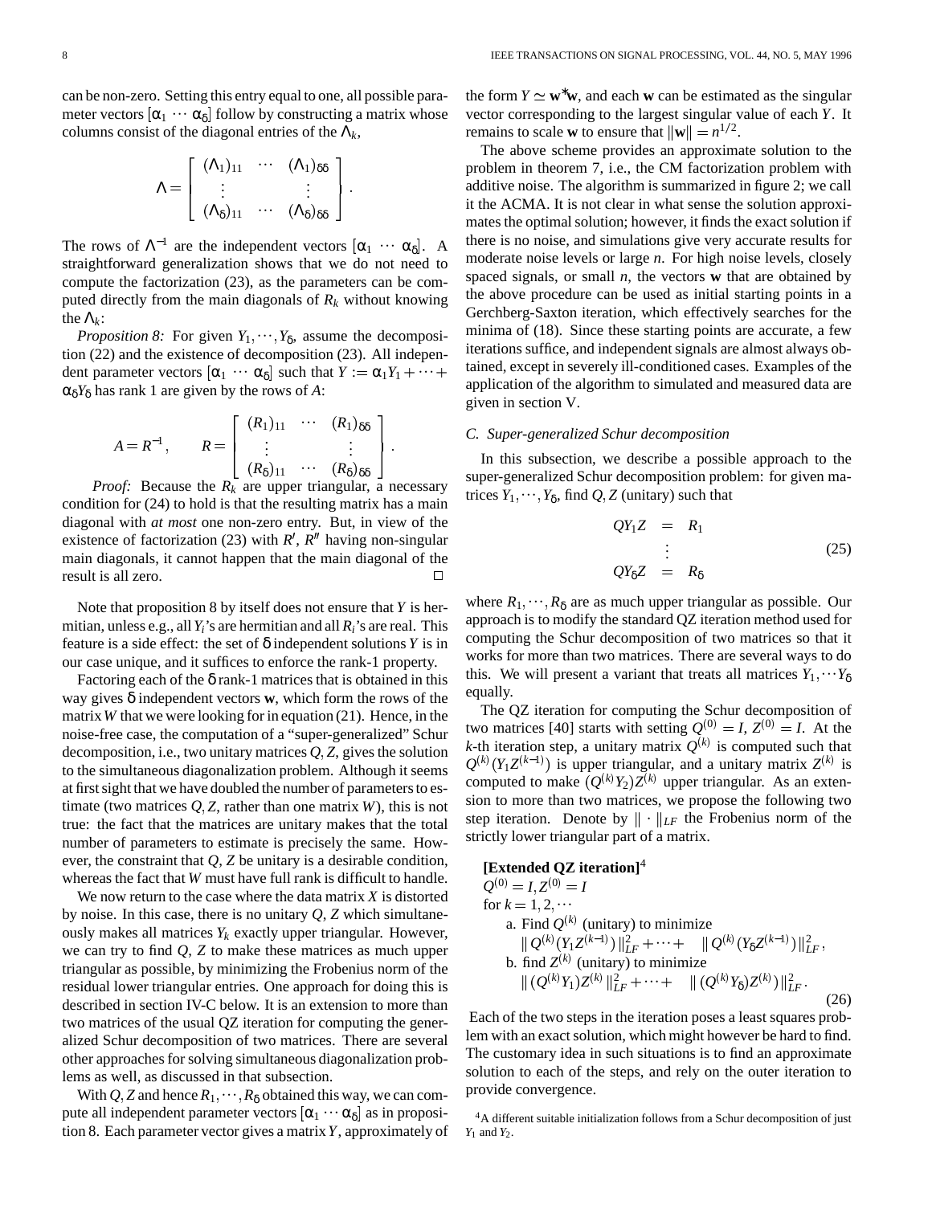can be non-zero. Setting this entry equal to one, all possible parameter vectors $[\alpha_1 \cdots \alpha_\delta]$ follow by constructing a matrix whose columns consist of the diagonal entries of the $\Lambda_k$,

$$\Lambda = \begin{bmatrix} (\Lambda_1)_{11} & \cdots & (\Lambda_1)_{\delta\delta} \\ \vdots & & \vdots \\ (\Lambda_\delta)_{11} & \cdots & (\Lambda_\delta)_{\delta\delta} \end{bmatrix}.$$

The rows of $\Lambda^{-1}$ are the independent vectors $[\alpha_1 \cdots \alpha_\delta]$. A straightforward generalization shows that we do not need to compute the factorization (23), as the parameters can be computed directly from the main diagonals of $R_k$ without knowing the $\Lambda_k$:

*Proposition 8:* For given $Y_1, \cdots, Y_\delta$, assume the decomposition (22) and the existence of decomposition (23). All independent parameter vectors $[\alpha_1 \cdots \alpha_\delta]$ such that $Y := \alpha_1 Y_1 + \cdots + \alpha_\delta Y_\delta$ has rank 1 are given by the rows of $A$:

$$A = R^{-1}, \qquad R = \begin{bmatrix} (R_1)_{11} & \cdots & (R_1)_{\delta\delta} \\ \vdots & & \vdots \\ (R_\delta)_{11} & \cdots & (R_\delta)_{\delta\delta} \end{bmatrix}.$$

*Proof:* Because the $R_k$ are upper triangular, a necessary condition for (24) to hold is that the resulting matrix has a main diagonal with *at most* one non-zero entry. But, in view of the existence of factorization (23) with $R'$, $R''$ having non-singular main diagonals, it cannot happen that the main diagonal of the result is all zero. □

Note that proposition 8 by itself does not ensure that $Y$ is hermitian, unless e.g., all $Y_i$'s are hermitian and all $R_i$'s are real. This feature is a side effect: the set of $\delta$ independent solutions $Y$ is in our case unique, and it suffices to enforce the rank-1 property.

Factoring each of the $\delta$ rank-1 matrices that is obtained in this way gives $\delta$ independent vectors $\mathbf{w}$, which form the rows of the matrix $W$ that we were looking for in equation (21). Hence, in the noise-free case, the computation of a "super-generalized" Schur decomposition, i.e., two unitary matrices $Q, Z$, gives the solution to the simultaneous diagonalization problem. Although it seems at first sight that we have doubled the number of parameters to estimate (two matrices $Q, Z$, rather than one matrix $W$), this is not true: the fact that the matrices are unitary makes that the total number of parameters to estimate is precisely the same. However, the constraint that $Q, Z$ be unitary is a desirable condition, whereas the fact that $W$ must have full rank is difficult to handle.

We now return to the case where the data matrix $X$ is distorted by noise. In this case, there is no unitary $Q, Z$ which simultaneously makes all matrices $Y_k$ exactly upper triangular. However, we can try to find $Q, Z$ to make these matrices as much upper triangular as possible, by minimizing the Frobenius norm of the residual lower triangular entries. One approach for doing this is described in section IV-C below. It is an extension to more than two matrices of the usual QZ iteration for computing the generalized Schur decomposition of two matrices. There are several other approaches for solving simultaneous diagonalization problems as well, as discussed in that subsection.

With $Q, Z$ and hence $R_1, \cdots, R_\delta$ obtained this way, we can compute all independent parameter vectors $[\alpha_1 \cdots \alpha_\delta]$ as in proposition 8. Each parameter vector gives a matrix $Y$, approximately of the form $Y \simeq \mathbf{w}^* \mathbf{w}$, and each $\mathbf{w}$ can be estimated as the singular vector corresponding to the largest singular value of each $Y$. It remains to scale $\mathbf{w}$ to ensure that $\|\mathbf{w}\| = n^{1/2}$.

The above scheme provides an approximate solution to the problem in theorem 7, i.e., the CM factorization problem with additive noise. The algorithm is summarized in figure 2; we call it the ACMA. It is not clear in what sense the solution approximates the optimal solution; however, it finds the exact solution if there is no noise, and simulations give very accurate results for moderate noise levels or large $n$. For high noise levels, closely spaced signals, or small $n$, the vectors $\mathbf{w}$ that are obtained by the above procedure can be used as initial starting points in a Gerchberg-Saxton iteration, which effectively searches for the minima of (18). Since these starting points are accurate, a few iterations suffice, and independent signals are almost always obtained, except in severely ill-conditioned cases. Examples of the application of the algorithm to simulated and measured data are given in section V.

### C. Super-generalized Schur decomposition

In this subsection, we describe a possible approach to the super-generalized Schur decomposition problem: for given matrices $Y_1, \cdots, Y_\delta$, find $Q, Z$ (unitary) such that

$$\begin{aligned} QY_1Z &= R_1 \\ &\vdots \\ QY_\delta Z &= R_\delta \end{aligned} \tag{25}$$

where $R_1, \cdots, R_\delta$ are as much upper triangular as possible. Our approach is to modify the standard QZ iteration method used for computing the Schur decomposition of two matrices so that it works for more than two matrices. There are several ways to do this. We will present a variant that treats all matrices $Y_1, \cdots Y_\delta$ equally.

The QZ iteration for computing the Schur decomposition of two matrices [40] starts with setting $Q^{(0)} = I$, $Z^{(0)} = I$. At the $k$-th iteration step, a unitary matrix $Q^{(k)}$ is computed such that $Q^{(k)}(Y_1 Z^{(k-1)})$ is upper triangular, and a unitary matrix $Z^{(k)}$ is computed to make $(Q^{(k)} Y_2) Z^{(k)}$ upper triangular. As an extension to more than two matrices, we propose the following two step iteration. Denote by $\|\cdot\|_{LF}$ the Frobenius norm of the strictly lower triangular part of a matrix.

**[Extended QZ iteration]**[4]
$Q^{(0)} = I, Z^{(0)} = I$
for $k = 1, 2, \cdots$
 a. Find $Q^{(k)}$ (unitary) to minimize
 $\| Q^{(k)}(Y_1 Z^{(k-1)}) \|_{LF}^2 + \cdots + \| Q^{(k)}(Y_\delta Z^{(k-1)}) \|_{LF}^2$,
 b. find $Z^{(k)}$ (unitary) to minimize
 $\| (Q^{(k)} Y_1) Z^{(k)} \|_{LF}^2 + \cdots + \| (Q^{(k)} Y_\delta) Z^{(k)} \|_{LF}^2$. (26)

Each of the two steps in the iteration poses a least squares problem with an exact solution, which might however be hard to find. The customary idea in such situations is to find an approximate solution to each of the steps, and rely on the outer iteration to provide convergence.

[4] A different suitable initialization follows from a Schur decomposition of just $Y_1$ and $Y_2$.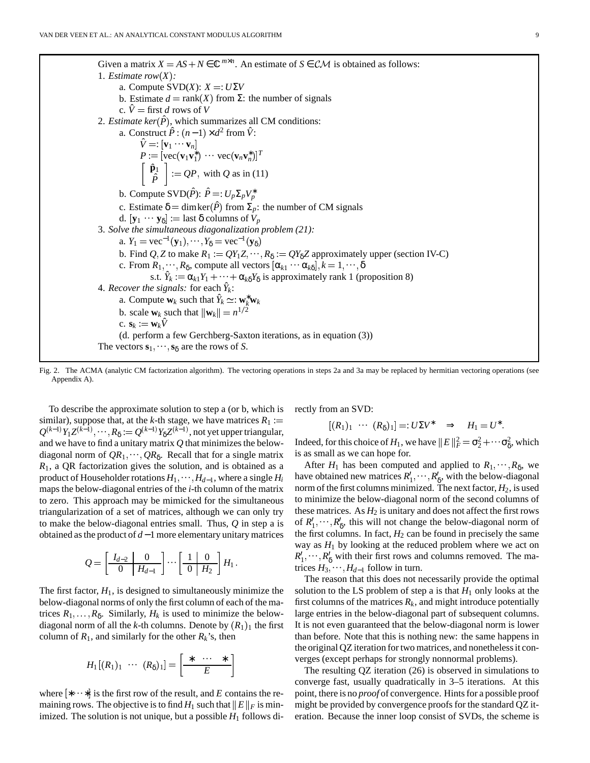Given a matrix $X = AS + N \in \mathbb{C}^{m\times n}$. An estimate of $S \in \mathcal{CM}$ is obtained as follows:

1. *Estimate row*$(X)$*:*
   - a. Compute SVD$(X)$: $X =: U\Sigma V$
   - b. Estimate $d = \text{rank}(X)$ from $\Sigma$: the number of signals
   - c. $\hat{V}$ = first $d$ rows of $V$
2. *Estimate ker*$(\hat{P})$, which summarizes all CM conditions:
   - a. Construct $\hat{P} : (n-1)\times d^2$ from $\hat{V}$:
     $\hat{V} =: [\mathbf{v}_1 \cdots \mathbf{v}_n]$
     $P := [\text{vec}(\mathbf{v}_1\mathbf{v}_1^*) \cdots \text{vec}(\mathbf{v}_n\mathbf{v}_n^*)]^T$
     $\begin{bmatrix} \hat{\mathbf{p}}_1 \\ \hat{P} \end{bmatrix} := QP$, with $Q$ as in (11)
   - b. Compute SVD$(\hat{P})$: $\hat{P} =: U_p\Sigma_p V_p^*$
   - c. Estimate $\delta = \dim\ker(\hat{P})$ from $\Sigma_p$: the number of CM signals
   - d. $[\mathbf{y}_1 \cdots \mathbf{y}_\delta]$ := last $\delta$ columns of $V_p$
3. *Solve the simultaneous diagonalization problem (21):*
   - a. $Y_1 = \text{vec}^{-1}(\mathbf{y}_1), \cdots, Y_\delta = \text{vec}^{-1}(\mathbf{y}_\delta)$
   - b. Find $Q, Z$ to make $R_1 := QY_1Z, \cdots, R_\delta := QY_\delta Z$ approximately upper (section IV-C)
   - c. From $R_1, \cdots, R_\delta$, compute all vectors $[\alpha_{k1} \cdots \alpha_{k\delta}], k = 1, \cdots, \delta$
     s.t. $\hat{Y}_k := \alpha_{k1}Y_1 + \cdots + \alpha_{k\delta}Y_\delta$ is approximately rank 1 (proposition 8)
4. *Recover the signals:* for each $\hat{Y}_k$:
   - a. Compute $\mathbf{w}_k$ such that $\hat{Y}_k \simeq: \mathbf{w}_k^*\mathbf{w}_k$
   - b. scale $\mathbf{w}_k$ such that $\|\mathbf{w}_k\| = n^{1/2}$
   - c. $\mathbf{s}_k := \mathbf{w}_k\hat{V}$
   - (d. perform a few Gerchberg-Saxton iterations, as in equation (3))

The vectors $\mathbf{s}_1, \cdots, \mathbf{s}_\delta$ are the rows of $S$.

Fig. 2. The ACMA (analytic CM factorization algorithm). The vectoring operations in steps 2a and 3a may be replaced by hermitian vectoring operations (see Appendix A).

To describe the approximate solution to step a (or b, which is similar), suppose that, at the $k$-th stage, we have matrices $R_1 := Q^{(k-1)}Y_1Z^{(k-1)}, \cdots, R_\delta := Q^{(k-1)}Y_\delta Z^{(k-1)}$, not yet upper triangular, and we have to find a unitary matrix $Q$ that minimizes the below-diagonal norm of $QR_1, \cdots, QR_\delta$. Recall that for a single matrix $R_1$, a QR factorization gives the solution, and is obtained as a product of Householder rotations $H_1, \cdots, H_{d-1}$, where a single $H_i$ maps the below-diagonal entries of the $i$-th column of the matrix to zero. This approach may be mimicked for the simultaneous triangularization of a set of matrices, although we can only try to make the below-diagonal entries small. Thus, $Q$ in step a is obtained as the product of $d-1$ more elementary unitary matrices

$$Q = \left[\begin{array}{c|c} I_{d-2} & 0 \\ \hline 0 & H_{d-1} \end{array}\right] \cdots \left[\begin{array}{c|c} 1 & 0 \\ \hline 0 & H_2 \end{array}\right] H_1 .$$

The first factor, $H_1$, is designed to simultaneously minimize the below-diagonal norms of only the first column of each of the matrices $R_1, \ldots, R_\delta$. Similarly, $H_k$ is used to minimize the below-diagonal norm of all the $k$-th columns. Denote by $(R_1)_1$ the first column of $R_1$, and similarly for the other $R_k$'s, then

$$H_1 [(R_1)_1 \ \cdots \ (R_\delta)_1] = \left[\begin{array}{c} * \ \cdots \ * \\ \hline E \end{array}\right]$$

where $[* \cdots *]$ is the first row of the result, and $E$ contains the remaining rows. The objective is to find $H_1$ such that $\|E\|_F$ is minimized. The solution is not unique, but a possible $H_1$ follows directly from an SVD:

$$[(R_1)_1 \ \cdots \ (R_\delta)_1] =: U\Sigma V^* \quad \Rightarrow \quad H_1 = U^* .$$

Indeed, for this choice of $H_1$, we have $\|E\|_F^2 = \sigma_2^2 + \cdots \sigma_\delta^2$, which is as small as we can hope for.

After $H_1$ has been computed and applied to $R_1, \cdots, R_\delta$, we have obtained new matrices $R_1', \cdots, R_\delta'$, with the below-diagonal norm of the first columns minimized. The next factor, $H_2$, is used to minimize the below-diagonal norm of the second columns of these matrices. As $H_2$ is unitary and does not affect the first rows of $R_1', \cdots, R_\delta'$, this will not change the below-diagonal norm of the first columns. In fact, $H_2$ can be found in precisely the same way as $H_1$ by looking at the reduced problem where we act on $R_1', \cdots, R_\delta'$ with their first rows and columns removed. The matrices $H_3, \cdots, H_{d-1}$ follow in turn.

The reason that this does not necessarily provide the optimal solution to the LS problem of step a is that $H_1$ only looks at the first columns of the matrices $R_k$, and might introduce potentially large entries in the below-diagonal part of subsequent columns. It is not even guaranteed that the below-diagonal norm is lower than before. Note that this is nothing new: the same happens in the original QZ iteration for two matrices, and nonetheless it converges (except perhaps for strongly nonnormal problems).

The resulting QZ iteration (26) is observed in simulations to converge fast, usually quadratically in 3–5 iterations. At this point, there is no *proof* of convergence. Hints for a possible proof might be provided by convergence proofs for the standard QZ iteration. Because the inner loop consist of SVDs, the scheme is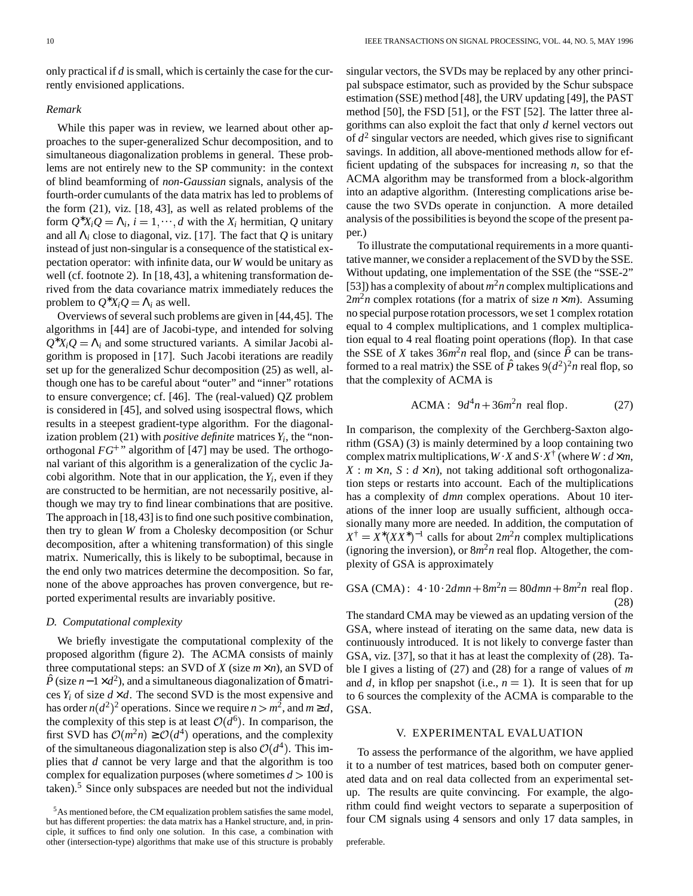only practical if $d$ is small, which is certainly the case for the currently envisioned applications.

*Remark*

While this paper was in review, we learned about other approaches to the super-generalized Schur decomposition, and to simultaneous diagonalization problems in general. These problems are not entirely new to the SP community: in the context of blind beamforming of *non-Gaussian* signals, analysis of the fourth-order cumulants of the data matrix has led to problems of the form (21), viz. [18, 43], as well as related problems of the form $Q^* X_i Q = \Lambda_i$, $i = 1, \cdots, d$ with the $X_i$ hermitian, $Q$ unitary and all $\Lambda_i$ close to diagonal, viz. [17]. The fact that $Q$ is unitary instead of just non-singular is a consequence of the statistical expectation operator: with infinite data, our $W$ would be unitary as well (cf. footnote 2). In [18, 43], a whitening transformation derived from the data covariance matrix immediately reduces the problem to $Q^* X_i Q = \Lambda_i$ as well.

Overviews of several such problems are given in [44, 45]. The algorithms in [44] are of Jacobi-type, and intended for solving $Q^* X_i Q = \Lambda_i$ and some structured variants. A similar Jacobi algorithm is proposed in [17]. Such Jacobi iterations are readily set up for the generalized Schur decomposition (25) as well, although one has to be careful about "outer" and "inner" rotations to ensure convergence; cf. [46]. The (real-valued) QZ problem is considered in [45], and solved using isospectral flows, which results in a steepest gradient-type algorithm. For the diagonalization problem (21) with *positive definite* matrices $Y_i$, the "non-orthogonal $FG^+$" algorithm of [47] may be used. The orthogonal variant of this algorithm is a generalization of the cyclic Jacobi algorithm. Note that in our application, the $Y_i$, even if they are constructed to be hermitian, are not necessarily positive, although we may try to find linear combinations that are positive. The approach in [18, 43] is to find one such positive combination, then try to glean $W$ from a Cholesky decomposition (or Schur decomposition, after a whitening transformation) of this single matrix. Numerically, this is likely to be suboptimal, because in the end only two matrices determine the decomposition. So far, none of the above approaches has proven convergence, but reported experimental results are invariably positive.

### D. Computational complexity

We briefly investigate the computational complexity of the proposed algorithm (figure 2). The ACMA consists of mainly three computational steps: an SVD of $X$ (size $m \times n$), an SVD of $\hat{P}$ (size $n-1 \times d^2$), and a simultaneous diagonalization of $\delta$ matrices $Y_i$ of size $d \times d$. The second SVD is the most expensive and has order $n(d^2)^2$ operations. Since we require $n > m^2$, and $m \geq d$, the complexity of this step is at least $\mathcal{O}(d^6)$. In comparison, the first SVD has $\mathcal{O}(m^2 n) \geq \mathcal{O}(d^4)$ operations, and the complexity of the simultaneous diagonalization step is also $\mathcal{O}(d^4)$. This implies that $d$ cannot be very large and that the algorithm is too complex for equalization purposes (where sometimes $d > 100$ is taken).[5] Since only subspaces are needed but not the individual singular vectors, the SVDs may be replaced by any other principal subspace estimator, such as provided by the Schur subspace estimation (SSE) method [48], the URV updating [49], the PAST method [50], the FSD [51], or the FST [52]. The latter three algorithms can also exploit the fact that only $d$ kernel vectors out of $d^2$ singular vectors are needed, which gives rise to significant savings. In addition, all above-mentioned methods allow for efficient updating of the subspaces for increasing $n$, so that the ACMA algorithm may be transformed from a block-algorithm into an adaptive algorithm. (Interesting complications arise because the two SVDs operate in conjunction. A more detailed analysis of the possibilities is beyond the scope of the present paper.)

To illustrate the computational requirements in a more quantitative manner, we consider a replacement of the SVD by the SSE. Without updating, one implementation of the SSE (the "SSE-2" [53]) has a complexity of about $m^2 n$ complex multiplications and $2m^2 n$ complex rotations (for a matrix of size $n \times m$). Assuming no special purpose rotation processors, we set 1 complex rotation equal to 4 complex multiplications, and 1 complex multiplication equal to 4 real floating point operations (flop). In that case the SSE of $X$ takes $36m^2 n$ real flop, and (since $\hat{P}$ can be transformed to a real matrix) the SSE of $\hat{P}$ takes $9(d^2)^2 n$ real flop, so that the complexity of ACMA is

$$\text{ACMA}: \;\; 9d^4 n + 36m^2 n \;\; \text{real flop}. \qquad (27)$$

In comparison, the complexity of the Gerchberg-Saxton algorithm (GSA) (3) is mainly determined by a loop containing two complex matrix multiplications, $W \cdot X$ and $S \cdot X^\dagger$ (where $W : d \times m$, $X : m \times n$, $S : d \times n$), not taking additional soft orthogonalization steps or restarts into account. Each of the multiplications has a complexity of $dmn$ complex operations. About 10 iterations of the inner loop are usually sufficient, although occasionally many more are needed. In addition, the computation of $X^\dagger = X^*(XX^*)^{-1}$ calls for about $2m^2 n$ complex multiplications (ignoring the inversion), or $8m^2 n$ real flop. Altogether, the complexity of GSA is approximately

$$\text{GSA (CMA)}: \;\; 4 \cdot 10 \cdot 2dmn + 8m^2 n = 80dmn + 8m^2 n \;\; \text{real flop}. \qquad (28)$$

The standard CMA may be viewed as an updating version of the GSA, where instead of iterating on the same data, new data is continuously introduced. It is not likely to converge faster than GSA, viz. [37], so that it has at least the complexity of (28). Table I gives a listing of (27) and (28) for a range of values of $m$ and $d$, in kflop per snapshot (i.e., $n = 1$). It is seen that for up to 6 sources the complexity of the ACMA is comparable to the GSA.

## V. EXPERIMENTAL EVALUATION

To assess the performance of the algorithm, we have applied it to a number of test matrices, based both on computer generated data and on real data collected from an experimental setup. The results are quite convincing. For example, the algorithm could find weight vectors to separate a superposition of four CM signals using 4 sensors and only 17 data samples, in

[5] As mentioned before, the CM equalization problem satisfies the same model, but has different properties: the data matrix has a Hankel structure, and, in principle, it suffices to find only one solution. In this case, a combination with other (intersection-type) algorithms that make use of this structure is probably preferable.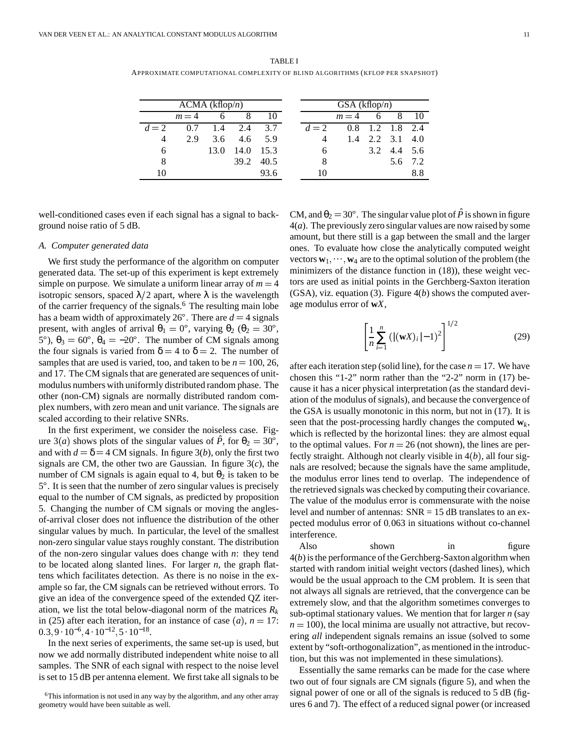TABLE I

APPROXIMATE COMPUTATIONAL COMPLEXITY OF BLIND ALGORITHMS (KFLOP PER SNAPSHOT)

| ACMA (kflop/$n$) | | | | |
|---|---|---|---|---|
| | $m=4$ | 6 | 8 | 10 |
| $d=2$ | 0.7 | 1.4 | 2.4 | 3.7 |
| 4 | 2.9 | 3.6 | 4.6 | 5.9 |
| 6 | | 13.0 | 14.0 | 15.3 |
| 8 | | | 39.2 | 40.5 |
| 10 | | | | 93.6 |

| GSA (kflop/$n$) | | | | |
|---|---|---|---|---|
| | $m=4$ | 6 | 8 | 10 |
| $d=2$ | 0.8 | 1.2 | 1.8 | 2.4 |
| 4 | 1.4 | 2.2 | 3.1 | 4.0 |
| 6 | | 3.2 | 4.4 | 5.6 |
| 8 | | | 5.6 | 7.2 |
| 10 | | | | 8.8 |

well-conditioned cases even if each signal has a signal to background noise ratio of 5 dB.

### A. Computer generated data

We first study the performance of the algorithm on computer generated data. The set-up of this experiment is kept extremely simple on purpose. We simulate a uniform linear array of $m=4$ isotropic sensors, spaced $\lambda/2$ apart, where $\lambda$ is the wavelength of the carrier frequency of the signals.[6] The resulting main lobe has a beam width of approximately 26°. There are $d=4$ signals present, with angles of arrival $\theta_1 = 0°$, varying $\theta_2$ ($\theta_2 = 30°$, 5°), $\theta_3 = 60°$, $\theta_4 = -20°$. The number of CM signals among the four signals is varied from $\delta = 4$ to $\delta = 2$. The number of samples that are used is varied, too, and taken to be $n = 100$, 26, and 17. The CM signals that are generated are sequences of unit-modulus numbers with uniformly distributed random phase. The other (non-CM) signals are normally distributed random complex numbers, with zero mean and unit variance. The signals are scaled according to their relative SNRs.

In the first experiment, we consider the noiseless case. Figure 3($a$) shows plots of the singular values of $\hat{P}$, for $\theta_2 = 30°$, and with $d = \delta = 4$ CM signals. In figure 3($b$), only the first two signals are CM, the other two are Gaussian. In figure 3($c$), the number of CM signals is again equal to 4, but $\theta_2$ is taken to be 5°. It is seen that the number of zero singular values is precisely equal to the number of CM signals, as predicted by proposition 5. Changing the number of CM signals or moving the angles-of-arrival closer does not influence the distribution of the other singular values by much. In particular, the level of the smallest non-zero singular value stays roughly constant. The distribution of the non-zero singular values does change with $n$: they tend to be located along slanted lines. For larger $n$, the graph flattens which facilitates detection. As there is no noise in the example so far, the CM signals can be retrieved without errors. To give an idea of the convergence speed of the extended QZ iteration, we list the total below-diagonal norm of the matrices $R_k$ in (25) after each iteration, for an instance of case ($a$), $n = 17$: $0.3, 9\cdot 10^{-6}, 4\cdot 10^{-12}, 5\cdot 10^{-18}$.

In the next series of experiments, the same set-up is used, but now we add normally distributed independent white noise to all samples. The SNR of each signal with respect to the noise level is set to 15 dB per antenna element. We first take all signals to be CM, and $\theta_2 = 30°$. The singular value plot of $\hat{P}$ is shown in figure 4($a$). The previously zero singular values are now raised by some amount, but there still is a gap between the small and the larger ones. To evaluate how close the analytically computed weight vectors $\mathbf{w}_1, \cdots, \mathbf{w}_4$ are to the optimal solution of the problem (the minimizers of the distance function in (18)), these weight vectors are used as initial points in the Gerchberg-Saxton iteration (GSA), viz. equation (3). Figure 4($b$) shows the computed average modulus error of $\mathbf{w}X$,

$$\left[\frac{1}{n}\sum_{i=1}^{n}\left(|(\mathbf{w}X)_i|-1\right)^2\right]^{1/2} \tag{29}$$

after each iteration step (solid line), for the case $n = 17$. We have chosen this "1-2" norm rather than the "2-2" norm in (17) because it has a nicer physical interpretation (as the standard deviation of the modulus of signals), and because the convergence of the GSA is usually monotonic in this norm, but not in (17). It is seen that the post-processing hardly changes the computed $\mathbf{w}_k$, which is reflected by the horizontal lines: they are almost equal to the optimal values. For $n = 26$ (not shown), the lines are perfectly straight. Although not clearly visible in 4($b$), all four signals are resolved; because the signals have the same amplitude, the modulus error lines tend to overlap. The independence of the retrieved signals was checked by computing their covariance. The value of the modulus error is commensurate with the noise level and number of antennas: SNR = 15 dB translates to an expected modulus error of 0.063 in situations without co-channel interference.

Also shown in figure 4($b$) is the performance of the Gerchberg-Saxton algorithm when started with random initial weight vectors (dashed lines), which would be the usual approach to the CM problem. It is seen that not always all signals are retrieved, that the convergence can be extremely slow, and that the algorithm sometimes converges to sub-optimal stationary values. We mention that for larger $n$ (say $n = 100$), the local minima are usually not attractive, but recovering *all* independent signals remains an issue (solved to some extent by "soft-orthogonalization", as mentioned in the introduction, but this was not implemented in these simulations).

Essentially the same remarks can be made for the case where two out of four signals are CM signals (figure 5), and when the signal power of one or all of the signals is reduced to 5 dB (figures 6 and 7). The effect of a reduced signal power (or increased

[6] This information is not used in any way by the algorithm, and any other array geometry would have been suitable as well.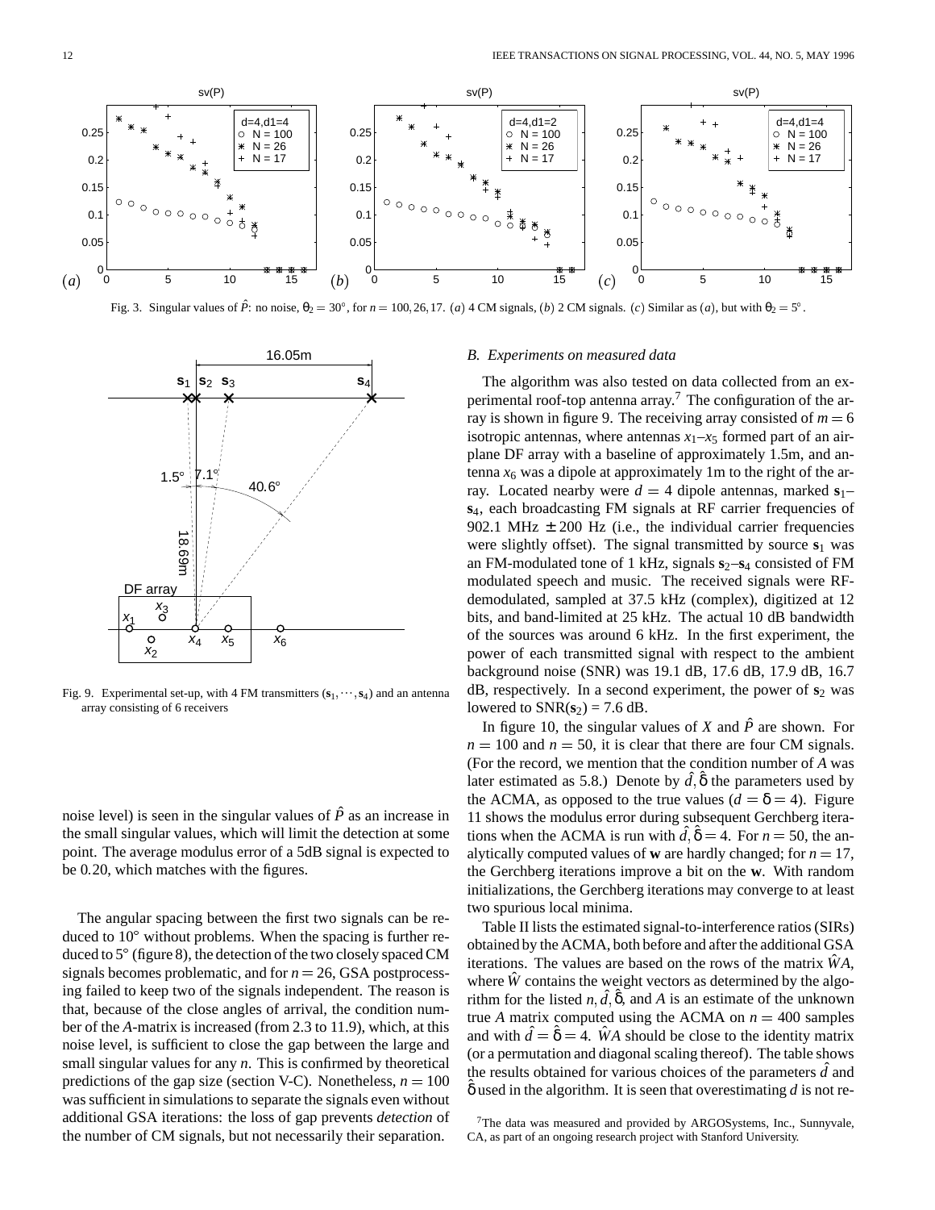Fig. 3. Singular values of $\hat{P}$: no noise, $\theta_2 = 30^\circ$, for $n = 100, 26, 17$. (*a*) 4 CM signals, (*b*) 2 CM signals. (*c*) Similar as (*a*), but with $\theta_2 = 5^\circ$.

Fig. 9. Experimental set-up, with 4 FM transmitters ($\mathbf{s}_1, \cdots, \mathbf{s}_4$) and an antenna array consisting of 6 receivers

noise level) is seen in the singular values of $\hat{P}$ as an increase in the small singular values, which will limit the detection at some point. The average modulus error of a 5dB signal is expected to be 0.20, which matches with the figures.

The angular spacing between the first two signals can be reduced to 10° without problems. When the spacing is further reduced to 5° (figure 8), the detection of the two closely spaced CM signals becomes problematic, and for $n = 26$, GSA postprocessing failed to keep two of the signals independent. The reason is that, because of the close angles of arrival, the condition number of the $A$-matrix is increased (from 2.3 to 11.9), which, at this noise level, is sufficient to close the gap between the large and small singular values for any $n$. This is confirmed by theoretical predictions of the gap size (section V-C). Nonetheless, $n = 100$ was sufficient in simulations to separate the signals even without additional GSA iterations: the loss of gap prevents *detection* of the number of CM signals, but not necessarily their separation.

### B. Experiments on measured data

The algorithm was also tested on data collected from an experimental roof-top antenna array.[7] The configuration of the array is shown in figure 9. The receiving array consisted of $m = 6$ isotropic antennas, where antennas $x_1$–$x_5$ formed part of an airplane DF array with a baseline of approximately 1.5m, and antenna $x_6$ was a dipole at approximately 1m to the right of the array. Located nearby were $d = 4$ dipole antennas, marked $\mathbf{s}_1$–$\mathbf{s}_4$, each broadcasting FM signals at RF carrier frequencies of 902.1 MHz $\pm$ 200 Hz (i.e., the individual carrier frequencies were slightly offset). The signal transmitted by source $\mathbf{s}_1$ was an FM-modulated tone of 1 kHz, signals $\mathbf{s}_2$–$\mathbf{s}_4$ consisted of FM modulated speech and music. The received signals were RF-demodulated, sampled at 37.5 kHz (complex), digitized at 12 bits, and band-limited at 25 kHz. The actual 10 dB bandwidth of the sources was around 6 kHz. In the first experiment, the power of each transmitted signal with respect to the ambient background noise (SNR) was 19.1 dB, 17.6 dB, 17.9 dB, 16.7 dB, respectively. In a second experiment, the power of $\mathbf{s}_2$ was lowered to SNR($\mathbf{s}_2$) = 7.6 dB.

In figure 10, the singular values of $X$ and $\hat{P}$ are shown. For $n = 100$ and $n = 50$, it is clear that there are four CM signals. (For the record, we mention that the condition number of $A$ was later estimated as 5.8.) Denote by $\hat{d}, \hat{\delta}$ the parameters used by the ACMA, as opposed to the true values ($d = \delta = 4$). Figure 11 shows the modulus error during subsequent Gerchberg iterations when the ACMA is run with $\hat{d}, \hat{\delta} = 4$. For $n = 50$, the analytically computed values of $\mathbf{w}$ are hardly changed; for $n = 17$, the Gerchberg iterations improve a bit on the $\mathbf{w}$. With random initializations, the Gerchberg iterations may converge to at least two spurious local minima.

Table II lists the estimated signal-to-interference ratios (SIRs) obtained by the ACMA, both before and after the additional GSA iterations. The values are based on the rows of the matrix $\hat{W}A$, where $\hat{W}$ contains the weight vectors as determined by the algorithm for the listed $n, \hat{d}, \hat{\delta}$, and $A$ is an estimate of the unknown true $A$ matrix computed using the ACMA on $n = 400$ samples and with $\hat{d} = \hat{\delta} = 4$. $\hat{W}A$ should be close to the identity matrix (or a permutation and diagonal scaling thereof). The table shows the results obtained for various choices of the parameters $\hat{d}$ and $\hat{\delta}$ used in the algorithm. It is seen that overestimating $d$ is not re-

[7] The data was measured and provided by ARGOSystems, Inc., Sunnyvale, CA, as part of an ongoing research project with Stanford University.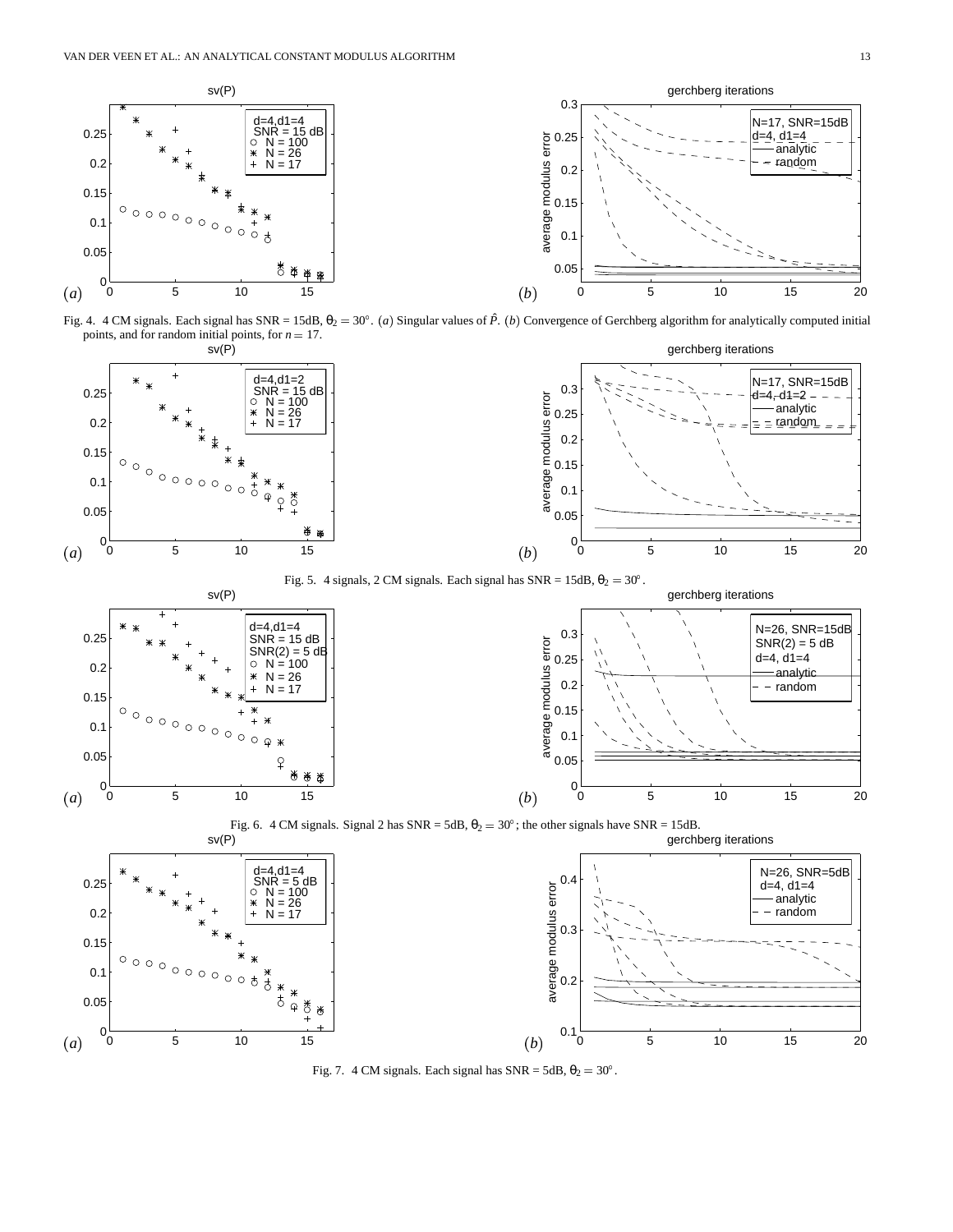Fig. 4. 4 CM signals. Each signal has SNR = 15dB, $\theta_2 = 30^\circ$. (*a*) Singular values of $\hat{P}$. (*b*) Convergence of Gerchberg algorithm for analytically computed initial points, and for random initial points, for $n = 17$.

Fig. 5. 4 signals, 2 CM signals. Each signal has SNR = 15dB, $\theta_2 = 30^\circ$.

Fig. 6. 4 CM signals. Signal 2 has SNR = 5dB, $\theta_2 = 30^\circ$; the other signals have SNR = 15dB.

Fig. 7. 4 CM signals. Each signal has SNR = 5dB, $\theta_2 = 30^\circ$.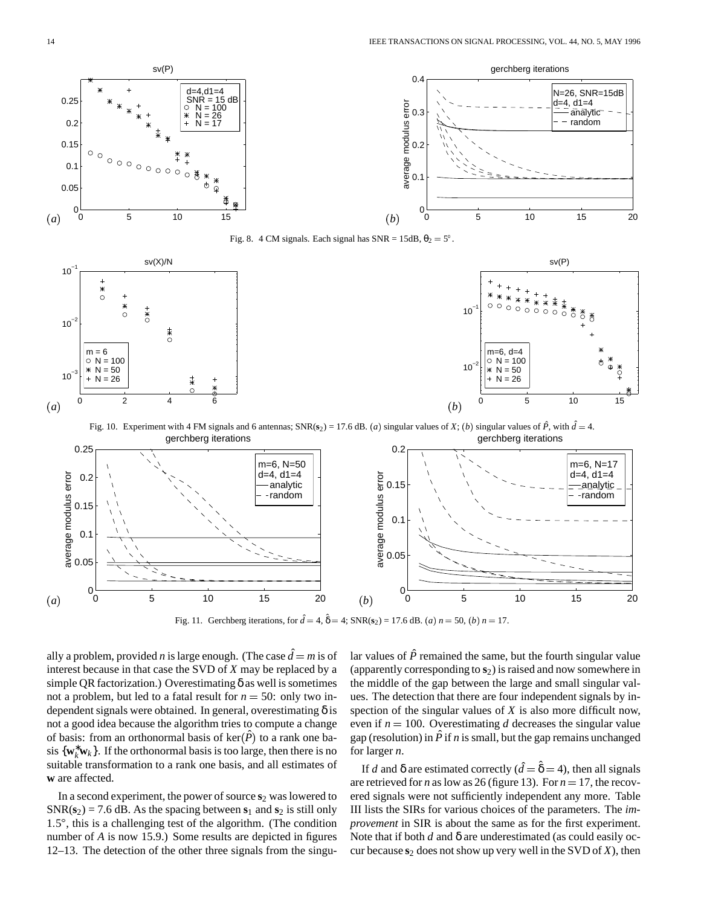Fig. 8. 4 CM signals. Each signal has SNR = 15dB, $\theta_2 = 5^\circ$.

Fig. 10. Experiment with 4 FM signals and 6 antennas; SNR($\mathbf{s}_2$) = 17.6 dB. (*a*) singular values of $X$; (*b*) singular values of $\hat{P}$, with $\hat{d} = 4$.

Fig. 11. Gerchberg iterations, for $\hat{d} = 4$, $\hat{\delta} = 4$; SNR($\mathbf{s}_2$) = 17.6 dB. (*a*) $n = 50$, (*b*) $n = 17$.

ally a problem, provided $n$ is large enough. (The case $\hat{d} = m$ is of interest because in that case the SVD of $X$ may be replaced by a simple QR factorization.) Overestimating $\delta$ as well is sometimes not a problem, but led to a fatal result for $n = 50$: only two independent signals were obtained. In general, overestimating $\delta$ is not a good idea because the algorithm tries to compute a change of basis: from an orthonormal basis of $\ker(\hat{P})$ to a rank one basis $\{\mathbf{w}_k^* \mathbf{w}_k\}$. If the orthonormal basis is too large, then there is no suitable transformation to a rank one basis, and all estimates of $\mathbf{w}$ are affected.

In a second experiment, the power of source $\mathbf{s}_2$ was lowered to SNR($\mathbf{s}_2$) = 7.6 dB. As the spacing between $\mathbf{s}_1$ and $\mathbf{s}_2$ is still only 1.5°, this is a challenging test of the algorithm. (The condition number of $A$ is now 15.9.) Some results are depicted in figures 12–13. The detection of the other three signals from the singular values of $\hat{P}$ remained the same, but the fourth singular value (apparently corresponding to $\mathbf{s}_2$) is raised and now somewhere in the middle of the gap between the large and small singular values. The detection that there are four independent signals by inspection of the singular values of $X$ is also more difficult now, even if $n = 100$. Overestimating $d$ decreases the singular value gap (resolution) in $\hat{P}$ if $n$ is small, but the gap remains unchanged for larger $n$.

If $d$ and $\delta$ are estimated correctly ($\hat{d} = \hat{\delta} = 4$), then all signals are retrieved for $n$ as low as 26 (figure 13). For $n = 17$, the recovered signals were not sufficiently independent any more. Table III lists the SIRs for various choices of the parameters. The *improvement* in SIR is about the same as for the first experiment. Note that if both $d$ and $\delta$ are underestimated (as could easily occur because $\mathbf{s}_2$ does not show up very well in the SVD of $X$), then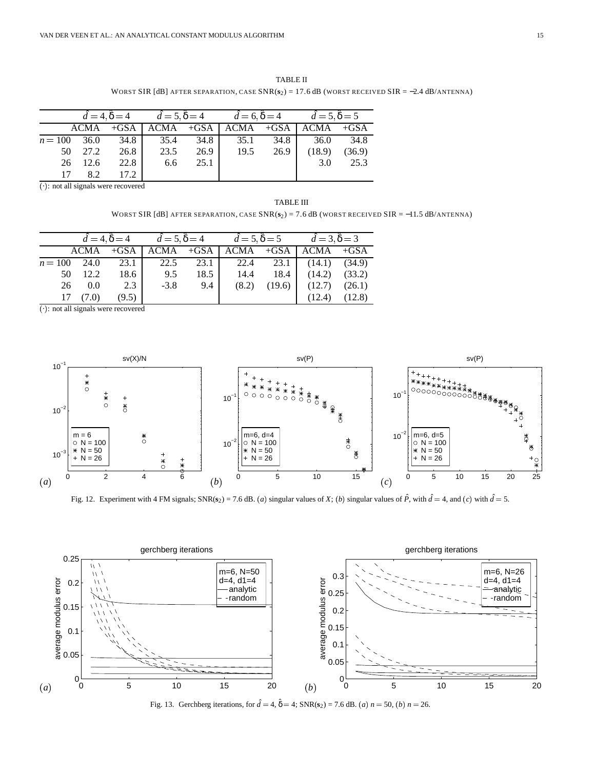TABLE II

WORST SIR [dB] AFTER SEPARATION, CASE SNR($\mathbf{s}_2$) = 17.6 dB (WORST RECEIVED SIR = −2.4 dB/ANTENNA)

| | $\hat{d}=4, \hat{\delta}=4$ | | $\hat{d}=5, \hat{\delta}=4$ | | $\hat{d}=6, \hat{\delta}=4$ | | $\hat{d}=5, \hat{\delta}=5$ | |
|---|---|---|---|---|---|---|---|---|
| | ACMA | +GSA | ACMA | +GSA | ACMA | +GSA | ACMA | +GSA |
| $n=100$ | 36.0 | 34.8 | 35.4 | 34.8 | 35.1 | 34.8 | 36.0 | 34.8 |
| 50 | 27.2 | 26.8 | 23.5 | 26.9 | 19.5 | 26.9 | (18.9) | (36.9) |
| 26 | 12.6 | 22.8 | 6.6 | 25.1 | | | 3.0 | 25.3 |
| 17 | 8.2 | 17.2 | | | | | | |

$(\cdot)$: not all signals were recovered

TABLE III

WORST SIR [dB] AFTER SEPARATION, CASE SNR($\mathbf{s}_2$) = 7.6 dB (WORST RECEIVED SIR = −11.5 dB/ANTENNA)

| | $\hat{d}=4, \hat{\delta}=4$ | | $\hat{d}=5, \hat{\delta}=4$ | | $\hat{d}=5, \hat{\delta}=5$ | | $\hat{d}=3, \hat{\delta}=3$ | |
|---|---|---|---|---|---|---|---|---|
| | ACMA | +GSA | ACMA | +GSA | ACMA | +GSA | ACMA | +GSA |
| $n=100$ | 24.0 | 23.1 | 22.5 | 23.1 | 22.4 | 23.1 | (14.1) | (34.9) |
| 50 | 12.2 | 18.6 | 9.5 | 18.5 | 14.4 | 18.4 | (14.2) | (33.2) |
| 26 | 0.0 | 2.3 | -3.8 | 9.4 | (8.2) | (19.6) | (12.7) | (26.1) |
| 17 | (7.0) | (9.5) | | | | | (12.4) | (12.8) |

$(\cdot)$: not all signals were recovered

Fig. 12. Experiment with 4 FM signals; SNR($\mathbf{s}_2$) = 7.6 dB. $(a)$ singular values of $X$; $(b)$ singular values of $\hat{P}$, with $\hat{d}=4$, and $(c)$ with $\hat{d}=5$.

Fig. 13. Gerchberg iterations, for $\hat{d}=4$, $\hat{\delta}=4$; SNR($\mathbf{s}_2$) = 7.6 dB. $(a)$ $n=50$, $(b)$ $n=26$.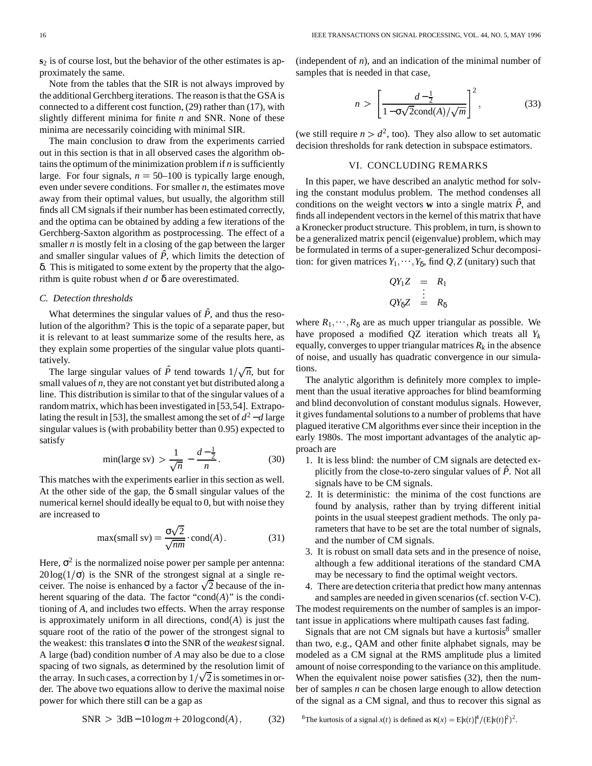$\mathbf{s}_2$ is of course lost, but the behavior of the other estimates is approximately the same.

Note from the tables that the SIR is not always improved by the additional Gerchberg iterations. The reason is that the GSA is connected to a different cost function, (29) rather than (17), with slightly different minima for finite $n$ and SNR. None of these minima are necessarily coinciding with minimal SIR.

The main conclusion to draw from the experiments carried out in this section is that in all observed cases the algorithm obtains the optimum of the minimization problem if $n$ is sufficiently large. For four signals, $n = 50$–$100$ is typically large enough, even under severe conditions. For smaller $n$, the estimates move away from their optimal values, but usually, the algorithm still finds all CM signals if their number has been estimated correctly, and the optima can be obtained by adding a few iterations of the Gerchberg-Saxton algorithm as postprocessing. The effect of a smaller $n$ is mostly felt in a closing of the gap between the larger and smaller singular values of $\hat{P}$, which limits the detection of $\delta$. This is mitigated to some extent by the property that the algorithm is quite robust when $d$ or $\delta$ are overestimated.

### C. Detection thresholds

What determines the singular values of $\hat{P}$, and thus the resolution of the algorithm? This is the topic of a separate paper, but it is relevant to at least summarize some of the results here, as they explain some properties of the singular value plots quantitatively.

The large singular values of $\hat{P}$ tend towards $1/\sqrt{n}$, but for small values of $n$, they are not constant yet but distributed along a line. This distribution is similar to that of the singular values of a random matrix, which has been investigated in [53,54]. Extrapolating the result in [53], the smallest among the set of $d^2 - d$ large singular values is (with probability better than 0.95) expected to satisfy

$$\text{min(large sv)} > \frac{1}{\sqrt{n}} - \frac{d - \frac{1}{2}}{n}. \tag{30}$$

This matches with the experiments earlier in this section as well. At the other side of the gap, the $\delta$ small singular values of the numerical kernel should ideally be equal to 0, but with noise they are increased to

$$\text{max(small sv)} = \frac{\sigma\sqrt{2}}{\sqrt{nm}} \cdot \text{cond}(A). \tag{31}$$

Here, $\sigma^2$ is the normalized noise power per sample per antenna: $20\log(1/\sigma)$ is the SNR of the strongest signal at a single receiver. The noise is enhanced by a factor $\sqrt{2}$ because of the inherent squaring of the data. The factor "cond$(A)$" is the conditioning of $A$, and includes two effects. When the array response is approximately uniform in all directions, cond$(A)$ is just the square root of the ratio of the power of the strongest signal to the weakest: this translates $\sigma$ into the SNR of the *weakest* signal. A large (bad) condition number of $A$ may also be due to a close spacing of two signals, as determined by the resolution limit of the array. In such cases, a correction by $1/\sqrt{2}$ is sometimes in order. The above two equations allow to derive the maximal noise power for which there still can be a gap as

$$\text{SNR} > 3\text{dB} - 10\log m + 20\log\text{cond}(A), \tag{32}$$

(independent of $n$), and an indication of the minimal number of samples that is needed in that case,

$$n > \left[\frac{d - \frac{1}{2}}{1 - \sigma\sqrt{2}\,\text{cond}(A)/\sqrt{m}}\right]^2, \tag{33}$$

(we still require $n > d^2$, too). They also allow to set automatic decision thresholds for rank detection in subspace estimators.

## VI. CONCLUDING REMARKS

In this paper, we have described an analytic method for solving the constant modulus problem. The method condenses all conditions on the weight vectors $\mathbf{w}$ into a single matrix $\hat{P}$, and finds all independent vectors in the kernel of this matrix that have a Kronecker product structure. This problem, in turn, is shown to be a generalized matrix pencil (eigenvalue) problem, which may be formulated in terms of a super-generalized Schur decomposition: for given matrices $Y_1, \cdots, Y_\delta$, find $Q, Z$ (unitary) such that

$$\begin{aligned} QY_1Z &= R_1 \\ &\vdots \\ QY_\delta Z &= R_\delta \end{aligned}$$

where $R_1, \cdots, R_\delta$ are as much upper triangular as possible. We have proposed a modified QZ iteration which treats all $Y_k$ equally, converges to upper triangular matrices $R_k$ in the absence of noise, and usually has quadratic convergence in our simulations.

The analytic algorithm is definitely more complex to implement than the usual iterative approaches for blind beamforming and blind deconvolution of constant modulus signals. However, it gives fundamental solutions to a number of problems that have plagued iterative CM algorithms ever since their inception in the early 1980s. The most important advantages of the analytic approach are

1. It is less blind: the number of CM signals are detected explicitly from the close-to-zero singular values of $\hat{P}$. Not all signals have to be CM signals.
2. It is deterministic: the minima of the cost functions are found by analysis, rather than by trying different initial points in the usual steepest gradient methods. The only parameters that have to be set are the total number of signals, and the number of CM signals.
3. It is robust on small data sets and in the presence of noise, although a few additional iterations of the standard CMA may be necessary to find the optimal weight vectors.
4. There are detection criteria that predict how many antennas and samples are needed in given scenarios (cf. section V-C).

The modest requirements on the number of samples is an important issue in applications where multipath causes fast fading.

Signals that are not CM signals but have a kurtosis[8] smaller than two, e.g., QAM and other finite alphabet signals, may be modeled as a CM signal at the RMS amplitude plus a limited amount of noise corresponding to the variance on this amplitude. When the equivalent noise power satisfies (32), then the number of samples $n$ can be chosen large enough to allow detection of the signal as a CM signal, and thus to recover this signal as

[8] The kurtosis of a signal $x(t)$ is defined as $\kappa(x) = \text{E}|x(t)|^4/(\text{E}|x(t)|^2)^2$.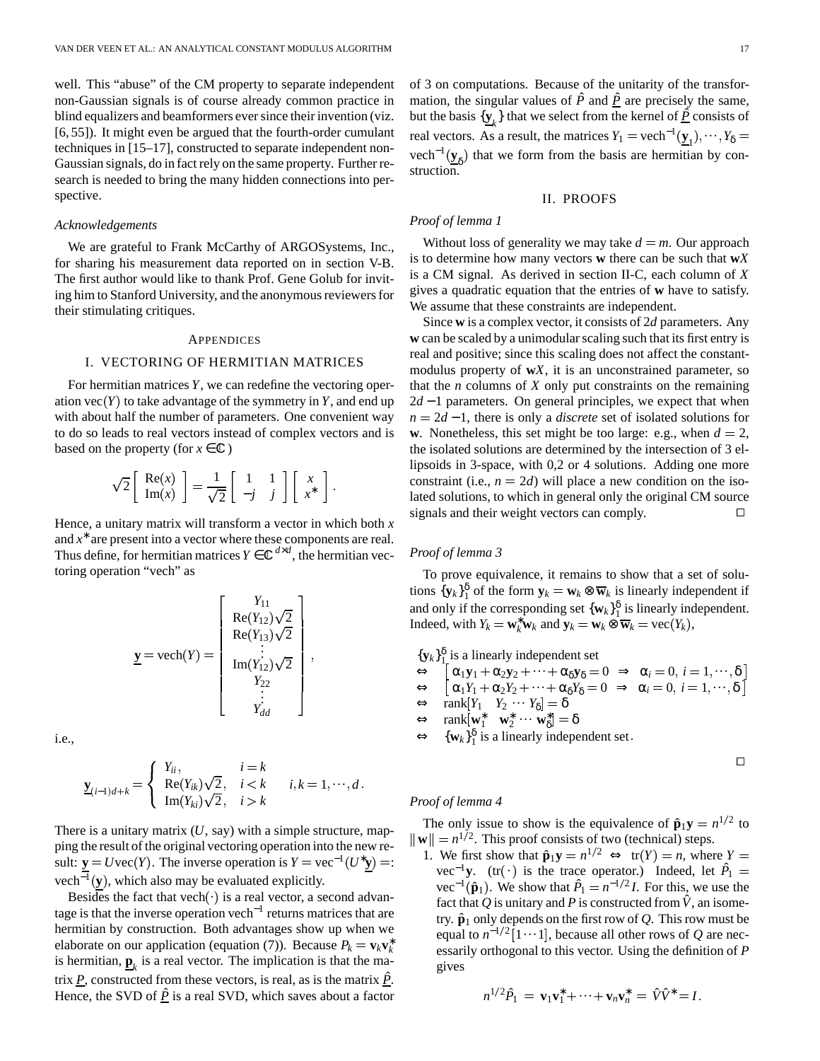well. This "abuse" of the CM property to separate independent non-Gaussian signals is of course already common practice in blind equalizers and beamformers ever since their invention (viz. [6, 55]). It might even be argued that the fourth-order cumulant techniques in [15–17], constructed to separate independent non-Gaussian signals, do in fact rely on the same property. Further research is needed to bring the many hidden connections into perspective.

### *Acknowledgements*

We are grateful to Frank McCarthy of ARGOSystems, Inc., for sharing his measurement data reported on in section V-B. The first author would like to thank Prof. Gene Golub for inviting him to Stanford University, and the anonymous reviewers for their stimulating critiques.

## APPENDICES

### I. VECTORING OF HERMITIAN MATRICES

For hermitian matrices $Y$, we can redefine the vectoring operation $\text{vec}(Y)$ to take advantage of the symmetry in $Y$, and end up with about half the number of parameters. One convenient way to do so leads to real vectors instead of complex vectors and is based on the property (for $x \in \mathbb{C}$)

$$\sqrt{2}\begin{bmatrix} \text{Re}(x) \\ \text{Im}(x) \end{bmatrix} = \frac{1}{\sqrt{2}}\begin{bmatrix} 1 & 1 \\ -j & j \end{bmatrix}\begin{bmatrix} x \\ x^* \end{bmatrix}.$$

Hence, a unitary matrix will transform a vector in which both $x$ and $x^*$ are present into a vector where these components are real. Thus define, for hermitian matrices $Y \in \mathbb{C}^{d\times d}$, the hermitian vectoring operation "vech" as

$$\underline{\mathbf{y}} = \text{vech}(Y) = \begin{bmatrix} Y_{11} \\ \text{Re}(Y_{12})\sqrt{2} \\ \text{Re}(Y_{13})\sqrt{2} \\ \vdots \\ \text{Im}(Y_{12})\sqrt{2} \\ Y_{22} \\ \vdots \\ Y_{dd} \end{bmatrix},$$

i.e.,

$$\underline{\mathbf{y}}_{(i-1)d+k} = \begin{cases} Y_{ii}, & i = k \\ \text{Re}(Y_{ik})\sqrt{2}, & i < k \\ \text{Im}(Y_{ki})\sqrt{2}, & i > k \end{cases} \qquad i,k = 1,\cdots,d\,.$$

There is a unitary matrix ($U$, say) with a simple structure, mapping the result of the original vectoring operation into the new result: $\underline{\mathbf{y}} = U\text{vec}(Y)$. The inverse operation is $Y = \text{vec}^{-1}(U^*\underline{\mathbf{y}}) =: \text{vech}^{-1}(\underline{\mathbf{y}})$, which also may be evaluated explicitly.

Besides the fact that $\text{vech}(\cdot)$ is a real vector, a second advantage is that the inverse operation $\text{vech}^{-1}$ returns matrices that are hermitian by construction. Both advantages show up when we elaborate on our application (equation (7)). Because $P_k = \mathbf{v}_k\mathbf{v}_k^*$ is hermitian, $\underline{\mathbf{p}}_k$ is a real vector. The implication is that the matrix $\underline{P}$, constructed from these vectors, is real, as is the matrix $\hat{\underline{P}}$. Hence, the SVD of $\hat{\underline{P}}$ is a real SVD, which saves about a factor of 3 on computations. Because of the unitarity of the transformation, the singular values of $\hat{P}$ and $\hat{\underline{P}}$ are precisely the same, but the basis $\{\underline{\mathbf{y}}_k\}$ that we select from the kernel of $\hat{\underline{P}}$ consists of real vectors. As a result, the matrices $Y_1 = \text{vech}^{-1}(\underline{\mathbf{y}}_1), \cdots, Y_\delta = \text{vech}^{-1}(\underline{\mathbf{y}}_\delta)$ that we form from the basis are hermitian by construction.

## II. PROOFS

### *Proof of lemma 1*

Without loss of generality we may take $d = m$. Our approach is to determine how many vectors $\mathbf{w}$ there can be such that $\mathbf{w}X$ is a CM signal. As derived in section II-C, each column of $X$ gives a quadratic equation that the entries of $\mathbf{w}$ have to satisfy. We assume that these constraints are independent.

Since $\mathbf{w}$ is a complex vector, it consists of $2d$ parameters. Any $\mathbf{w}$ can be scaled by a unimodular scaling such that its first entry is real and positive; since this scaling does not affect the constant-modulus property of $\mathbf{w}X$, it is an unconstrained parameter, so that the $n$ columns of $X$ only put constraints on the remaining $2d-1$ parameters. On general principles, we expect that when $n = 2d-1$, there is only a *discrete* set of isolated solutions for $\mathbf{w}$. Nonetheless, this set might be too large: e.g., when $d = 2$, the isolated solutions are determined by the intersection of 3 ellipsoids in 3-space, with 0,2 or 4 solutions. Adding one more constraint (i.e., $n = 2d$) will place a new condition on the isolated solutions, to which in general only the original CM source signals and their weight vectors can comply. □

### *Proof of lemma 3*

To prove equivalence, it remains to show that a set of solutions $\{\mathbf{y}_k\}_1^\delta$ of the form $\mathbf{y}_k = \mathbf{w}_k \otimes \overline{\mathbf{w}}_k$ is linearly independent if and only if the corresponding set $\{\mathbf{w}_k\}_1^\delta$ is linearly independent. Indeed, with $Y_k = \mathbf{w}_k^*\mathbf{w}_k$ and $\mathbf{y}_k = \mathbf{w}_k \otimes \overline{\mathbf{w}}_k = \text{vec}(Y_k)$,

$$\begin{aligned}
& \{\mathbf{y}_k\}_1^\delta \text{ is a linearly independent set} \\
\Leftrightarrow\quad & \left[\alpha_1\mathbf{y}_1 + \alpha_2\mathbf{y}_2 + \cdots + \alpha_\delta\mathbf{y}_\delta = 0 \;\Rightarrow\; \alpha_i = 0,\ i = 1,\cdots,\delta\right] \\
\Leftrightarrow\quad & \left[\alpha_1 Y_1 + \alpha_2 Y_2 + \cdots + \alpha_\delta Y_\delta = 0 \;\Rightarrow\; \alpha_i = 0,\ i = 1,\cdots,\delta\right] \\
\Leftrightarrow\quad & \text{rank}[Y_1\quad Y_2\ \cdots\ Y_\delta] = \delta \\
\Leftrightarrow\quad & \text{rank}[\mathbf{w}_1^*\quad \mathbf{w}_2^*\ \cdots\ \mathbf{w}_\delta^*] = \delta \\
\Leftrightarrow\quad & \{\mathbf{w}_k\}_1^\delta \text{ is a linearly independent set.}
\end{aligned}$$

□

### *Proof of lemma 4*

The only issue to show is the equivalence of $\hat{\mathbf{p}}_1\mathbf{y} = n^{1/2}$ to $\|\mathbf{w}\| = n^{1/2}$. This proof consists of two (technical) steps.

1. We first show that $\hat{\mathbf{p}}_1\mathbf{y} = n^{1/2} \Leftrightarrow \text{tr}(Y) = n$, where $Y = \text{vec}^{-1}\mathbf{y}$. ($\text{tr}(\cdot)$ is the trace operator.) Indeed, let $\hat{P}_1 = \text{vec}^{-1}(\hat{\mathbf{p}}_1)$. We show that $\hat{P}_1 = n^{-1/2}I$. For this, we use the fact that $Q$ is unitary and $P$ is constructed from $\hat{V}$, an isometry. $\hat{\mathbf{p}}_1$ only depends on the first row of $Q$. This row must be equal to $n^{-1/2}[1\cdots 1]$, because all other rows of $Q$ are necessarily orthogonal to this vector. Using the definition of $P$ gives

$$n^{1/2}\hat{P}_1 \;=\; \mathbf{v}_1\mathbf{v}_1^* + \cdots + \mathbf{v}_n\mathbf{v}_n^* \;=\; \hat{V}\hat{V}^* = I.$$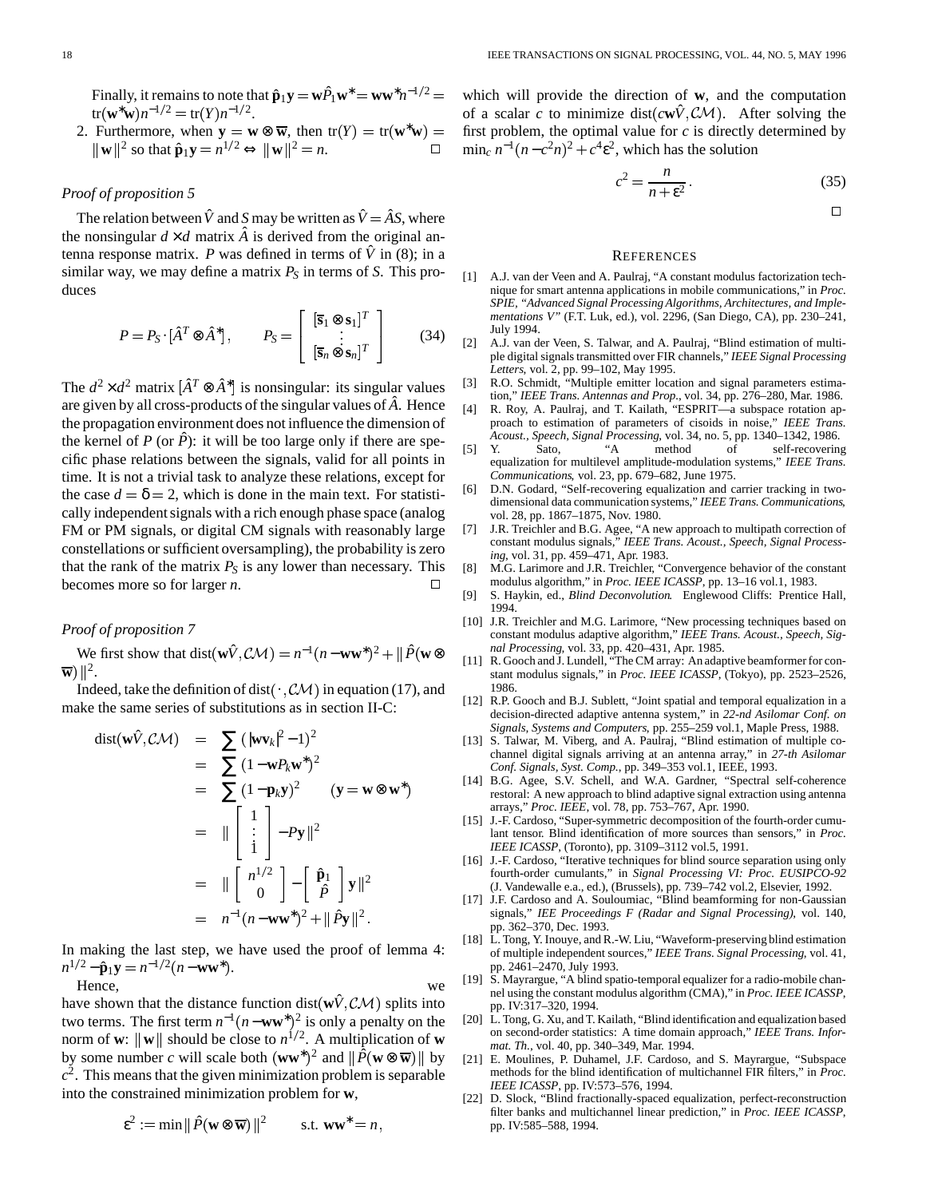Finally, it remains to note that $\hat{\mathbf{p}}_1\mathbf{y} = \mathbf{w}\hat{P}_1\mathbf{w}^* = \mathbf{w}\mathbf{w}^* n^{-1/2} = \mathrm{tr}(\mathbf{w}^*\mathbf{w})n^{-1/2} = \mathrm{tr}(Y)n^{-1/2}$.

2. Furthermore, when $\mathbf{y} = \mathbf{w} \otimes \overline{\mathbf{w}}$, then $\mathrm{tr}(Y) = \mathrm{tr}(\mathbf{w}^*\mathbf{w}) = \|\mathbf{w}\|^2$ so that $\hat{\mathbf{p}}_1\mathbf{y} = n^{1/2} \Leftrightarrow \|\mathbf{w}\|^2 = n$. □

*Proof of proposition 5*

The relation between $\hat{V}$ and $S$ may be written as $\hat{V} = \hat{A}S$, where the nonsingular $d \times d$ matrix $\hat{A}$ is derived from the original antenna response matrix. $P$ was defined in terms of $\hat{V}$ in (8); in a similar way, we may define a matrix $P_S$ in terms of $S$. This produces

$$P = P_S \cdot [\hat{A}^T \otimes \hat{A}^*], \qquad P_S = \begin{bmatrix} [\overline{\mathbf{s}}_1 \otimes \mathbf{s}_1]^T \\ \vdots \\ [\overline{\mathbf{s}}_n \otimes \mathbf{s}_n]^T \end{bmatrix} \tag{34}$$

The $d^2 \times d^2$ matrix $[\hat{A}^T \otimes \hat{A}^*]$ is nonsingular: its singular values are given by all cross-products of the singular values of $\hat{A}$. Hence the propagation environment does not influence the dimension of the kernel of $P$ (or $\hat{P}$): it will be too large only if there are specific phase relations between the signals, valid for all points in time. It is not a trivial task to analyze these relations, except for the case $d = \delta = 2$, which is done in the main text. For statistically independent signals with a rich enough phase space (analog FM or PM signals, or digital CM signals with reasonably large constellations or sufficient oversampling), the probability is zero that the rank of the matrix $P_S$ is any lower than necessary. This becomes more so for larger $n$. □

*Proof of proposition 7*

We first show that $\mathrm{dist}(\mathbf{w}\hat{V}, \mathcal{CM}) = n^{-1}(n - \mathbf{w}\mathbf{w}^*)^2 + \|\hat{P}(\mathbf{w} \otimes \overline{\mathbf{w}})\|^2$.

Indeed, take the definition of $\mathrm{dist}(\cdot, \mathcal{CM})$ in equation (17), and make the same series of substitutions as in section II-C:

$$\begin{aligned}
\mathrm{dist}(\mathbf{w}\hat{V}, \mathcal{CM}) &= \sum (|\mathbf{w}\mathbf{v}_k|^2 - 1)^2 \\
&= \sum (1 - \mathbf{w}P_k\mathbf{w}^*)^2 \\
&= \sum (1 - \mathbf{p}_k\mathbf{y})^2 \qquad (\mathbf{y} = \mathbf{w} \otimes \mathbf{w}^*) \\
&= \left\| \begin{bmatrix} 1 \\ \vdots \\ 1 \end{bmatrix} - P\mathbf{y} \right\|^2 \\
&= \left\| \begin{bmatrix} n^{1/2} \\ 0 \end{bmatrix} - \begin{bmatrix} \hat{\mathbf{p}}_1 \\ \hat{P} \end{bmatrix} \mathbf{y} \right\|^2 \\
&= n^{-1}(n - \mathbf{w}\mathbf{w}^*)^2 + \|\hat{P}\mathbf{y}\|^2 .
\end{aligned}$$

In making the last step, we have used the proof of lemma 4: $n^{1/2} - \hat{\mathbf{p}}_1\mathbf{y} = n^{-1/2}(n - \mathbf{w}\mathbf{w}^*)$.

Hence, we have shown that the distance function $\mathrm{dist}(\mathbf{w}\hat{V}, \mathcal{CM})$ splits into two terms. The first term $n^{-1}(n - \mathbf{w}\mathbf{w}^*)^2$ is only a penalty on the norm of $\mathbf{w}$: $\|\mathbf{w}\|$ should be close to $n^{1/2}$. A multiplication of $\mathbf{w}$ by some number $c$ will scale both $(\mathbf{w}\mathbf{w}^*)^2$ and $\|\hat{P}(\mathbf{w} \otimes \overline{\mathbf{w}})\|$ by $c^2$. This means that the given minimization problem is separable into the constrained minimization problem for $\mathbf{w}$,

$$\varepsilon^2 := \min \|\hat{P}(\mathbf{w} \otimes \overline{\mathbf{w}})\|^2 \qquad \text{s.t. } \mathbf{w}\mathbf{w}^* = n,$$

which will provide the direction of $\mathbf{w}$, and the computation of a scalar $c$ to minimize $\mathrm{dist}(c\mathbf{w}\hat{V}, \mathcal{CM})$. After solving the first problem, the optimal value for $c$ is directly determined by $\min_c n^{-1}(n - c^2 n)^2 + c^4\varepsilon^2$, which has the solution

$$c^2 = \frac{n}{n + \varepsilon^2} . \tag{35}$$

□

## References

[1] A.J. van der Veen and A. Paulraj, "A constant modulus factorization technique for smart antenna applications in mobile communications," in *Proc. SPIE, "Advanced Signal Processing Algorithms, Architectures, and Implementations V"* (F.T. Luk, ed.), vol. 2296, (San Diego, CA), pp. 230–241, July 1994.

[2] A.J. van der Veen, S. Talwar, and A. Paulraj, "Blind estimation of multiple digital signals transmitted over FIR channels," *IEEE Signal Processing Letters*, vol. 2, pp. 99–102, May 1995.

[3] R.O. Schmidt, "Multiple emitter location and signal parameters estimation," *IEEE Trans. Antennas and Prop.*, vol. 34, pp. 276–280, Mar. 1986.

[4] R. Roy, A. Paulraj, and T. Kailath, "ESPRIT—a subspace rotation approach to estimation of parameters of cisoids in noise," *IEEE Trans. Acoust., Speech, Signal Processing*, vol. 34, no. 5, pp. 1340–1342, 1986.

[5] Y. Sato, "A method of self-recovering equalization for multilevel amplitude-modulation systems," *IEEE Trans. Communications*, vol. 23, pp. 679–682, June 1975.

[6] D.N. Godard, "Self-recovering equalization and carrier tracking in two-dimensional data communication systems," *IEEE Trans. Communications*, vol. 28, pp. 1867–1875, Nov. 1980.

[7] J.R. Treichler and B.G. Agee, "A new approach to multipath correction of constant modulus signals," *IEEE Trans. Acoust., Speech, Signal Processing*, vol. 31, pp. 459–471, Apr. 1983.

[8] M.G. Larimore and J.R. Treichler, "Convergence behavior of the constant modulus algorithm," in *Proc. IEEE ICASSP*, pp. 13–16 vol.1, 1983.

[9] S. Haykin, ed., *Blind Deconvolution*. Englewood Cliffs: Prentice Hall, 1994.

[10] J.R. Treichler and M.G. Larimore, "New processing techniques based on constant modulus adaptive algorithm," *IEEE Trans. Acoust., Speech, Signal Processing*, vol. 33, pp. 420–431, Apr. 1985.

[11] R. Gooch and J. Lundell, "The CM array: An adaptive beamformer for constant modulus signals," in *Proc. IEEE ICASSP*, (Tokyo), pp. 2523–2526, 1986.

[12] R.P. Gooch and B.J. Sublett, "Joint spatial and temporal equalization in a decision-directed adaptive antenna system," in *22-nd Asilomar Conf. on Signals, Systems and Computers*, pp. 255–259 vol.1, Maple Press, 1988.

[13] S. Talwar, M. Viberg, and A. Paulraj, "Blind estimation of multiple co-channel digital signals arriving at an antenna array," in *27-th Asilomar Conf. Signals, Syst. Comp.*, pp. 349–353 vol.1, IEEE, 1993.

[14] B.G. Agee, S.V. Schell, and W.A. Gardner, "Spectral self-coherence restoral: A new approach to blind adaptive signal extraction using antenna arrays," *Proc. IEEE*, vol. 78, pp. 753–767, Apr. 1990.

[15] J.-F. Cardoso, "Super-symmetric decomposition of the fourth-order cumulant tensor. Blind identification of more sources than sensors," in *Proc. IEEE ICASSP*, (Toronto), pp. 3109–3112 vol.5, 1991.

[16] J.-F. Cardoso, "Iterative techniques for blind source separation using only fourth-order cumulants," in *Signal Processing VI: Proc. EUSIPCO-92* (J. Vandewalle e.a., ed.), (Brussels), pp. 739–742 vol.2, Elsevier, 1992.

[17] J.F. Cardoso and A. Souloumiac, "Blind beamforming for non-Gaussian signals," *IEE Proceedings F (Radar and Signal Processing)*, vol. 140, pp. 362–370, Dec. 1993.

[18] L. Tong, Y. Inouye, and R.-W. Liu, "Waveform-preserving blind estimation of multiple independent sources," *IEEE Trans. Signal Processing*, vol. 41, pp. 2461–2470, July 1993.

[19] S. Mayrargue, "A blind spatio-temporal equalizer for a radio-mobile channel using the constant modulus algorithm (CMA)," in *Proc. IEEE ICASSP*, pp. IV:317–320, 1994.

[20] L. Tong, G. Xu, and T. Kailath, "Blind identification and equalization based on second-order statistics: A time domain approach," *IEEE Trans. Informat. Th.*, vol. 40, pp. 340–349, Mar. 1994.

[21] E. Moulines, P. Duhamel, J.F. Cardoso, and S. Mayrargue, "Subspace methods for the blind identification of multichannel FIR filters," in *Proc. IEEE ICASSP*, pp. IV:573–576, 1994.

[22] D. Slock, "Blind fractionally-spaced equalization, perfect-reconstruction filter banks and multichannel linear prediction," in *Proc. IEEE ICASSP*, pp. IV:585–588, 1994.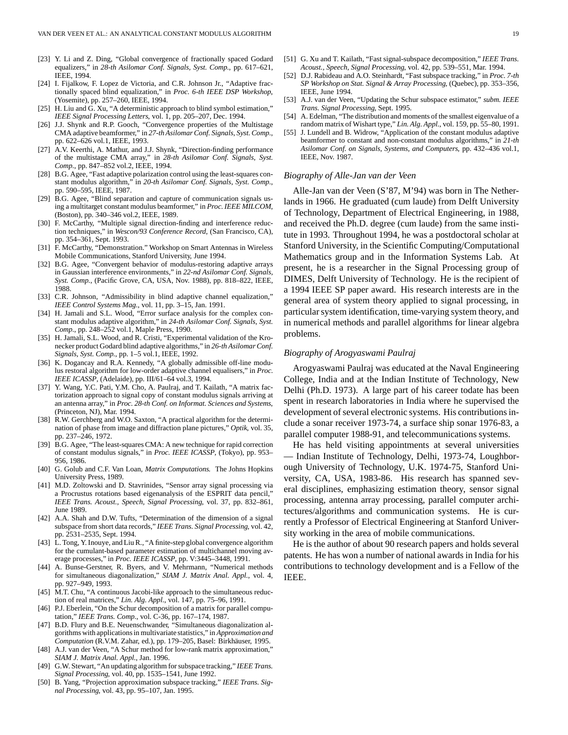[23] Y. Li and Z. Ding, "Global convergence of fractionally spaced Godard equalizers," in *28-th Asilomar Conf. Signals, Syst. Comp.*, pp. 617–621, IEEE, 1994.

[24] I. Fijalkow, F. Lopez de Victoria, and C.R. Johnson Jr., "Adaptive fractionally spaced blind equalization," in *Proc. 6-th IEEE DSP Workshop*, (Yosemite), pp. 257–260, IEEE, 1994.

[25] H. Liu and G. Xu, "A deterministic approach to blind symbol estimation," *IEEE Signal Processing Letters*, vol. 1, pp. 205–207, Dec. 1994.

[26] J.J. Shynk and R.P. Gooch, "Convergence properties of the Multistage CMA adaptive beamformer," in *27-th Asilomar Conf. Signals, Syst. Comp.*, pp. 622–626 vol.1, IEEE, 1993.

[27] A.V. Keerthi, A. Mathur, and J.J. Shynk, "Direction-finding performance of the multistage CMA array," in *28-th Asilomar Conf. Signals, Syst. Comp.*, pp. 847–852 vol.2, IEEE, 1994.

[28] B.G. Agee, "Fast adaptive polarization control using the least-squares constant modulus algorithm," in *20-th Asilomar Conf. Signals, Syst. Comp.*, pp. 590–595, IEEE, 1987.

[29] B.G. Agee, "Blind separation and capture of communication signals using a multitarget constant modulus beamformer," in *Proc. IEEE MILCOM*, (Boston), pp. 340–346 vol.2, IEEE, 1989.

[30] F. McCarthy, "Multiple signal direction-finding and interference reduction techniques," in *Wescon/93 Conference Record*, (San Francisco, CA), pp. 354–361, Sept. 1993.

[31] F. McCarthy, "Demonstration." Workshop on Smart Antennas in Wireless Mobile Communications, Stanford University, June 1994.

[32] B.G. Agee, "Convergent behavior of modulus-restoring adaptive arrays in Gaussian interference environments," in *22-nd Asilomar Conf. Signals, Syst. Comp.*, (Pacific Grove, CA, USA, Nov. 1988), pp. 818–822, IEEE, 1988.

[33] C.R. Johnson, "Admissibility in blind adaptive channel equalization," *IEEE Control Systems Mag.*, vol. 11, pp. 3–15, Jan. 1991.

[34] H. Jamali and S.L. Wood, "Error surface analysis for the complex constant modulus adaptive algorithm," in *24-th Asilomar Conf. Signals, Syst. Comp.*, pp. 248–252 vol.1, Maple Press, 1990.

[35] H. Jamali, S.L. Wood, and R. Cristi, "Experimental validation of the Kronecker product Godard blind adaptive algorithms," in *26-th Asilomar Conf. Signals, Syst. Comp.*, pp. 1–5 vol.1, IEEE, 1992.

[36] K. Dogancay and R.A. Kennedy, "A globally admissible off-line modulus restoral algorithm for low-order adaptive channel equalisers," in *Proc. IEEE ICASSP*, (Adelaide), pp. III/61–64 vol.3, 1994.

[37] Y. Wang, Y.C. Pati, Y.M. Cho, A. Paulraj, and T. Kailath, "A matrix factorization approach to signal copy of constant modulus signals arriving at an antenna array," in *Proc. 28-th Conf. on Informat. Sciences and Systems*, (Princeton, NJ), Mar. 1994.

[38] R.W. Gerchberg and W.O. Saxton, "A practical algorithm for the determination of phase from image and diffraction plane pictures," *Optik*, vol. 35, pp. 237–246, 1972.

[39] B.G. Agee, "The least-squares CMA: A new technique for rapid correction of constant modulus signals," in *Proc. IEEE ICASSP*, (Tokyo), pp. 953–956, 1986.

[40] G. Golub and C.F. Van Loan, *Matrix Computations*. The Johns Hopkins University Press, 1989.

[41] M.D. Zoltowski and D. Stavrinides, "Sensor array signal processing via a Procrustus rotations based eigenanalysis of the ESPRIT data pencil," *IEEE Trans. Acoust., Speech, Signal Processing*, vol. 37, pp. 832–861, June 1989.

[42] A.A. Shah and D.W. Tufts, "Determination of the dimension of a signal subspace from short data records," *IEEE Trans. Signal Processing*, vol. 42, pp. 2531–2535, Sept. 1994.

[43] L. Tong, Y. Inouye, and Liu R., "A finite-step global convergence algorithm for the cumulant-based parameter estimation of multichannel moving average processes," in *Proc. IEEE ICASSP*, pp. V:3445–3448, 1991.

[44] A. Bunse-Gerstner, R. Byers, and V. Mehrmann, "Numerical methods for simultaneous diagonalization," *SIAM J. Matrix Anal. Appl.*, vol. 4, pp. 927–949, 1993.

[45] M.T. Chu, "A continuous Jacobi-like approach to the simultaneous reduction of real matrices," *Lin. Alg. Appl.*, vol. 147, pp. 75–96, 1991.

[46] P.J. Eberlein, "On the Schur decomposition of a matrix for parallel computation," *IEEE Trans. Comp.*, vol. C-36, pp. 167–174, 1987.

[47] B.D. Flury and B.E. Neuenschwander, "Simultaneous diagonalization algorithms with applications in multivariate statistics," in *Approximation and Computation* (R.V.M. Zahar, ed.), pp. 179–205, Basel: Birkhäuser, 1995.

[48] A.J. van der Veen, "A Schur method for low-rank matrix approximation," *SIAM J. Matrix Anal. Appl.*, Jan. 1996.

[49] G.W. Stewart, "An updating algorithm for subspace tracking," *IEEE Trans. Signal Processing*, vol. 40, pp. 1535–1541, June 1992.

[50] B. Yang, "Projection approximation subspace tracking," *IEEE Trans. Signal Processing*, vol. 43, pp. 95–107, Jan. 1995.

[51] G. Xu and T. Kailath, "Fast signal-subspace decomposition," *IEEE Trans. Acoust., Speech, Signal Processing*, vol. 42, pp. 539–551, Mar. 1994.

[52] D.J. Rabideau and A.O. Steinhardt, "Fast subspace tracking," in *Proc. 7-th SP Workshop on Stat. Signal & Array Processing*, (Quebec), pp. 353–356, IEEE, June 1994.

[53] A.J. van der Veen, "Updating the Schur subspace estimator," *subm. IEEE Trans. Signal Processing*, Sept. 1995.

[54] A. Edelman, "The distribution and moments of the smallest eigenvalue of a random matrix of Wishart type," *Lin. Alg. Appl.*, vol. 159, pp. 55–80, 1991.

[55] J. Lundell and B. Widrow, "Application of the constant modulus adaptive beamformer to constant and non-constant modulus algorithms," in *21-th Asilomar Conf. on Signals, Systems, and Computers*, pp. 432–436 vol.1, IEEE, Nov. 1987.

### *Biography of Alle-Jan van der Veen*

Alle-Jan van der Veen (S'87, M'94) was born in The Netherlands in 1966. He graduated (cum laude) from Delft University of Technology, Department of Electrical Engineering, in 1988, and received the Ph.D. degree (cum laude) from the same institute in 1993. Throughout 1994, he was a postdoctoral scholar at Stanford University, in the Scientific Computing/Computational Mathematics group and in the Information Systems Lab. At present, he is a researcher in the Signal Processing group of DIMES, Delft University of Technology. He is the recipient of a 1994 IEEE SP paper award. His research interests are in the general area of system theory applied to signal processing, in particular system identification, time-varying system theory, and in numerical methods and parallel algorithms for linear algebra problems.

### *Biography of Arogyaswami Paulraj*

Arogyaswami Paulraj was educated at the Naval Engineering College, India and at the Indian Institute of Technology, New Delhi (Ph.D. 1973). A large part of his career todate has been spent in research laboratories in India where he supervised the development of several electronic systems. His contributions include a sonar receiver 1973-74, a surface ship sonar 1976-83, a parallel computer 1988-91, and telecommunications systems.

He has held visiting appointments at several universities — Indian Institute of Technology, Delhi, 1973-74, Loughborough University of Technology, U.K. 1974-75, Stanford University, CA, USA, 1983-86. His research has spanned several disciplines, emphasizing estimation theory, sensor signal processing, antenna array processing, parallel computer architectures/algorithms and communication systems. He is currently a Professor of Electrical Engineering at Stanford University working in the area of mobile communications.

He is the author of about 90 research papers and holds several patents. He has won a number of national awards in India for his contributions to technology development and is a Fellow of the IEEE.